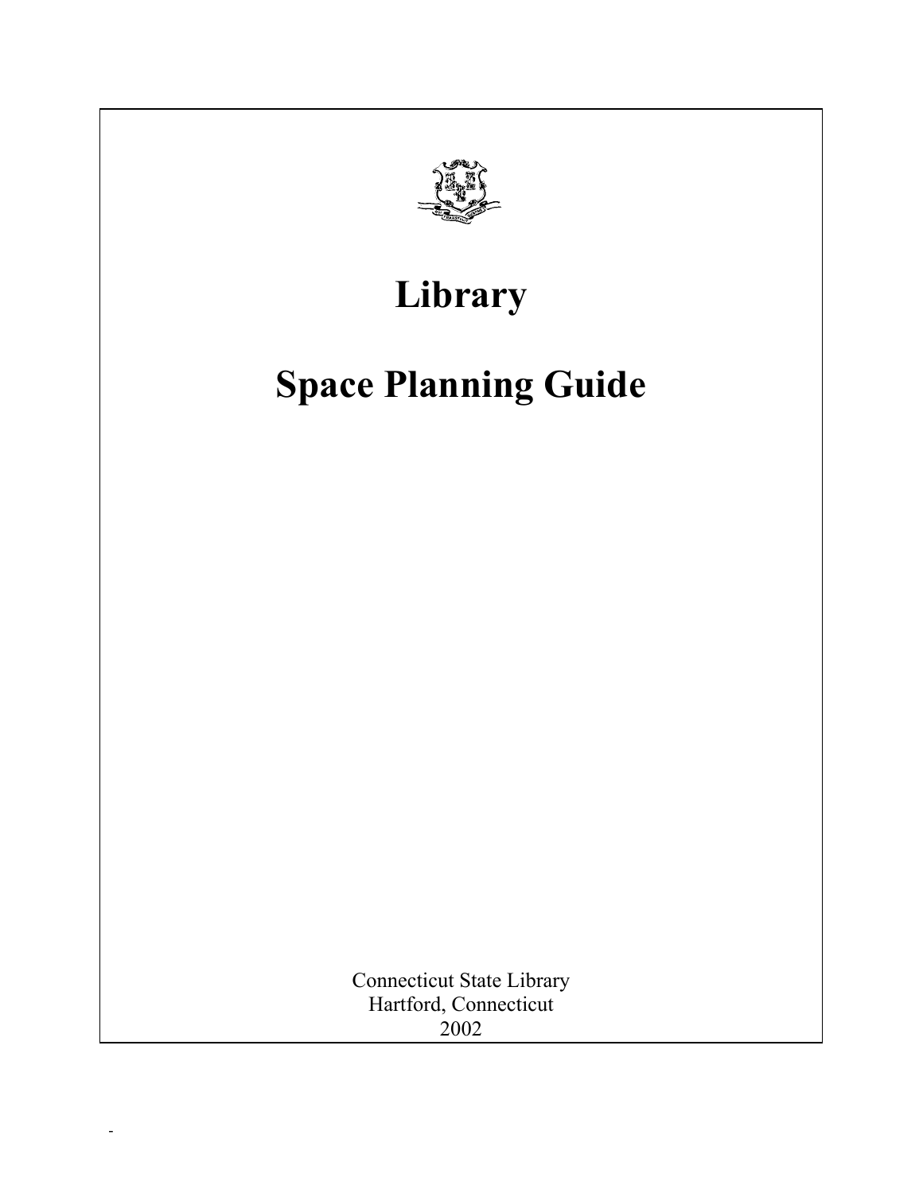# Library

# Space Planning Guide

Connecticut State Library
Hartford, Connecticut
2002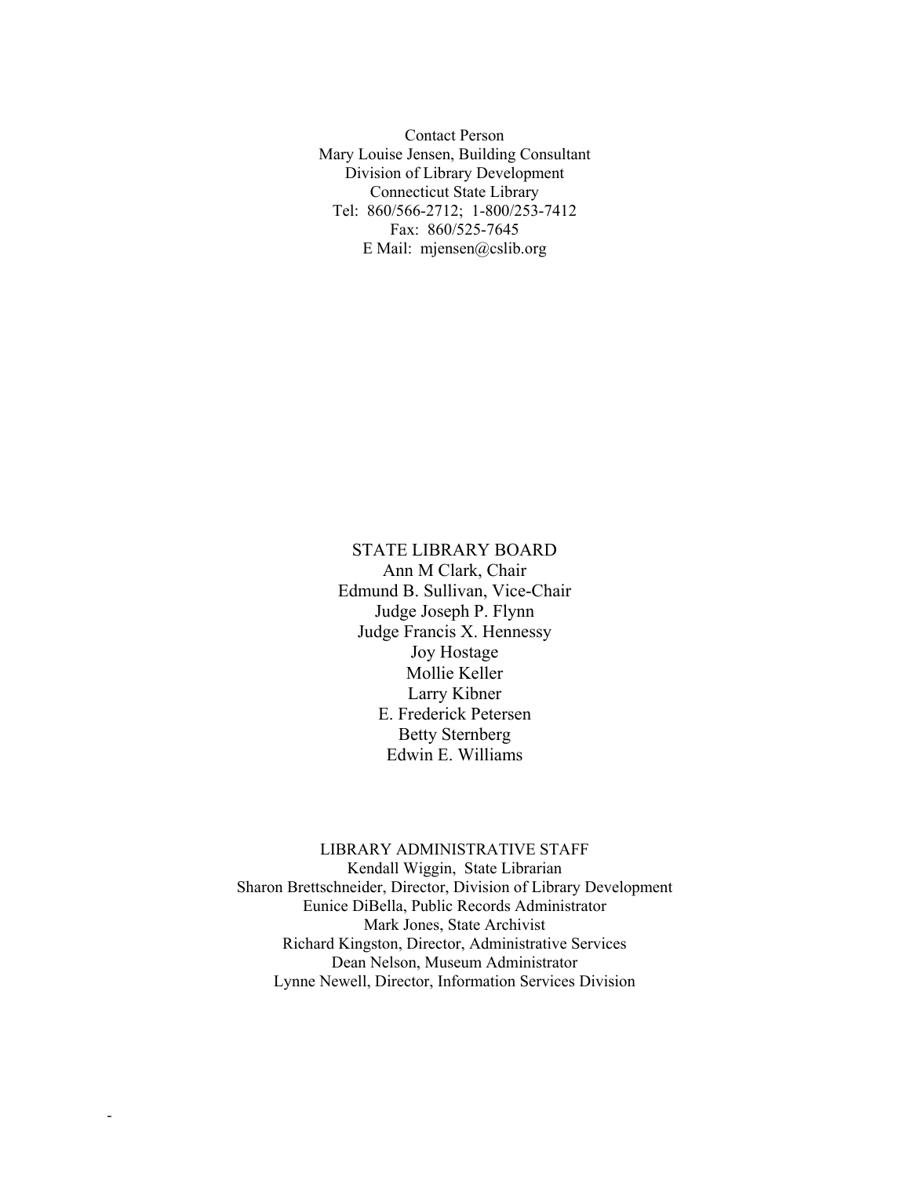Contact Person
Mary Louise Jensen, Building Consultant
Division of Library Development
Connecticut State Library
Tel: 860/566-2712; 1-800/253-7412
Fax: 860/525-7645
E Mail: mjensen@cslib.org

STATE LIBRARY BOARD
Ann M Clark, Chair
Edmund B. Sullivan, Vice-Chair
Judge Joseph P. Flynn
Judge Francis X. Hennessy
Joy Hostage
Mollie Keller
Larry Kibner
E. Frederick Petersen
Betty Sternberg
Edwin E. Williams

LIBRARY ADMINISTRATIVE STAFF
Kendall Wiggin, State Librarian
Sharon Brettschneider, Director, Division of Library Development
Eunice DiBella, Public Records Administrator
Mark Jones, State Archivist
Richard Kingston, Director, Administrative Services
Dean Nelson, Museum Administrator
Lynne Newell, Director, Information Services Division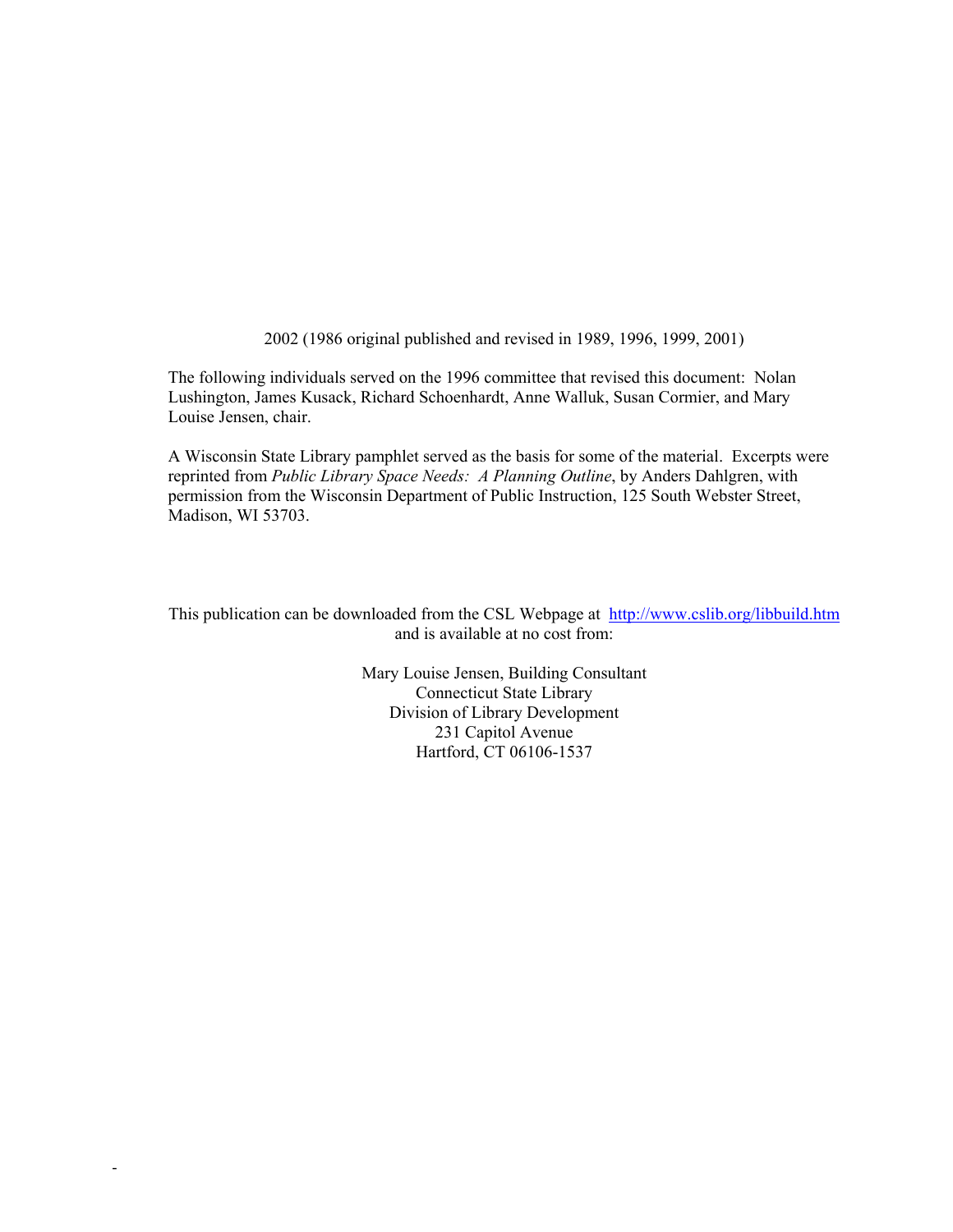2002 (1986 original published and revised in 1989, 1996, 1999, 2001)

The following individuals served on the 1996 committee that revised this document: Nolan Lushington, James Kusack, Richard Schoenhardt, Anne Walluk, Susan Cormier, and Mary Louise Jensen, chair.

A Wisconsin State Library pamphlet served as the basis for some of the material. Excerpts were reprinted from *Public Library Space Needs: A Planning Outline*, by Anders Dahlgren, with permission from the Wisconsin Department of Public Instruction, 125 South Webster Street, Madison, WI 53703.

This publication can be downloaded from the CSL Webpage at http://www.cslib.org/libbuild.htm and is available at no cost from:

Mary Louise Jensen, Building Consultant
Connecticut State Library
Division of Library Development
231 Capitol Avenue
Hartford, CT 06106-1537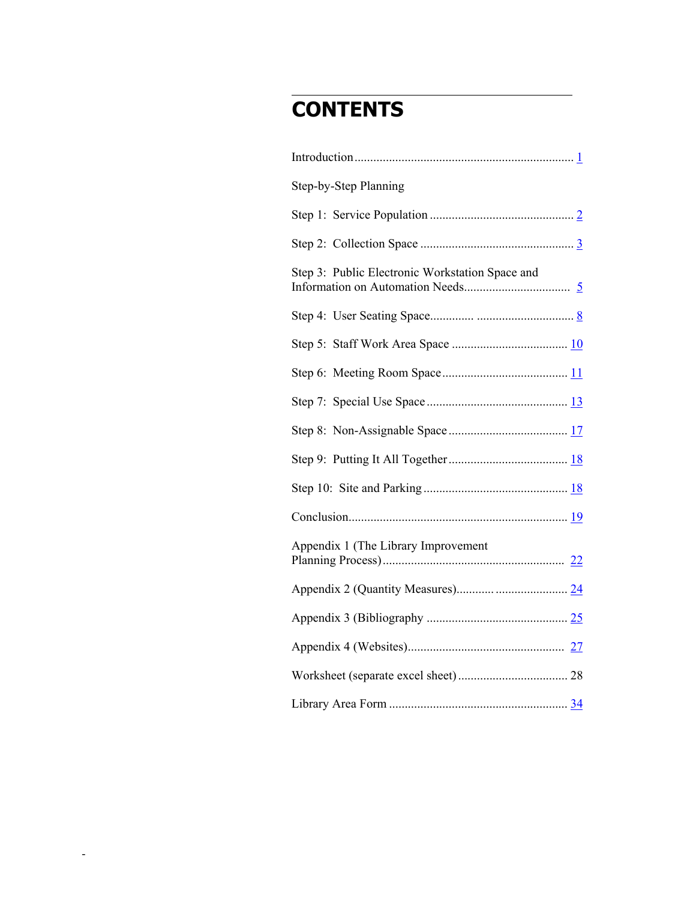# CONTENTS

Introduction ..................................................................... 1

Step-by-Step Planning

Step 1: Service Population ............................................. 2

Step 2: Collection Space ................................................ 3

Step 3: Public Electronic Workstation Space and Information on Automation Needs................................. 5

Step 4: User Seating Space............. .............................. 8

Step 5: Staff Work Area Space .................................... 10

Step 6: Meeting Room Space ....................................... 11

Step 7: Special Use Space ............................................ 13

Step 8: Non-Assignable Space ..................................... 17

Step 9: Putting It All Together ..................................... 18

Step 10: Site and Parking ............................................. 18

Conclusion..................................................................... 19

Appendix 1 (The Library Improvement Planning Process)......................................................... 22

Appendix 2 (Quantity Measures)........... ...................... 24

Appendix 3 (Bibliography ............................................ 25

Appendix 4 (Websites)................................................. 27

Worksheet (separate excel sheet) .................................. 28

Library Area Form ........................................................ 34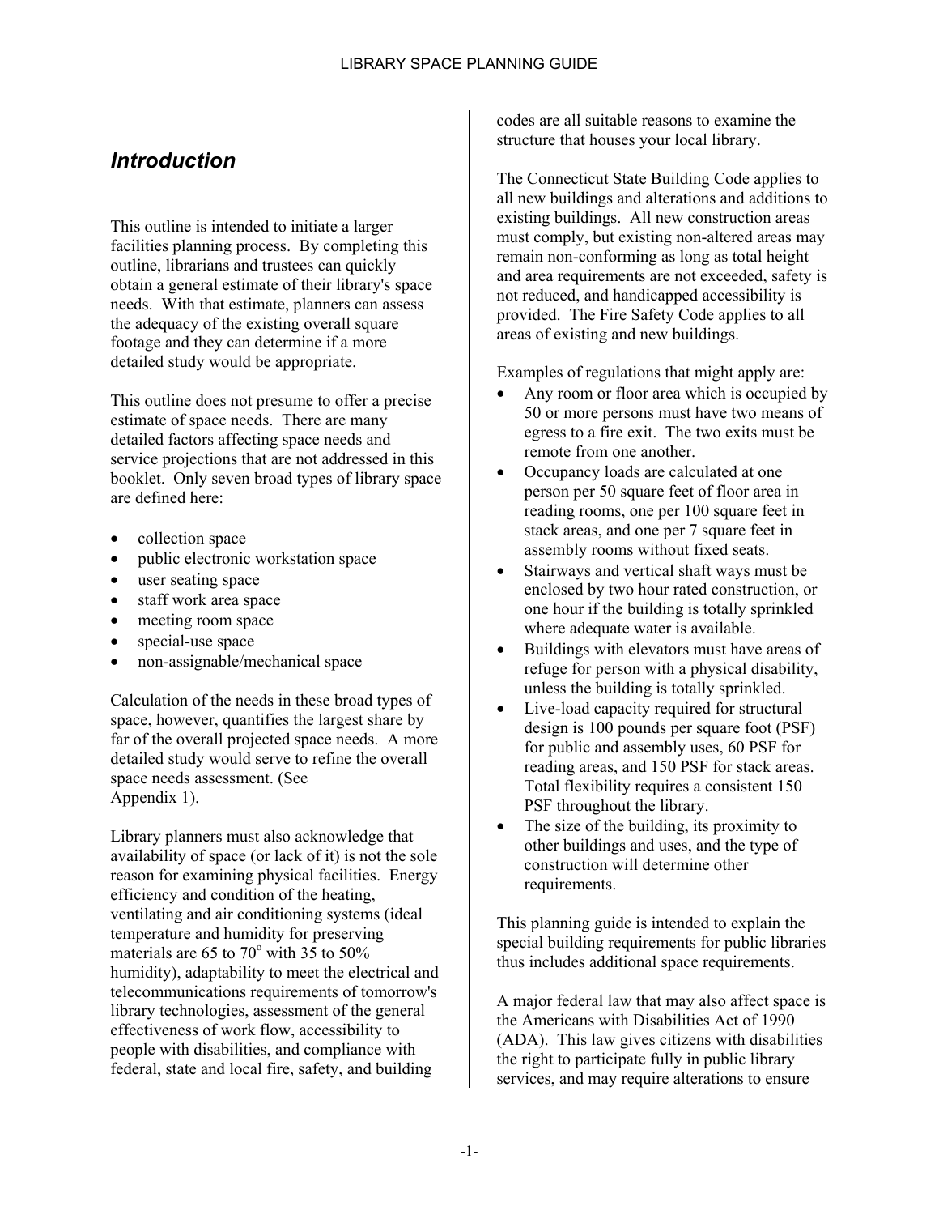## *Introduction*

This outline is intended to initiate a larger facilities planning process. By completing this outline, librarians and trustees can quickly obtain a general estimate of their library's space needs. With that estimate, planners can assess the adequacy of the existing overall square footage and they can determine if a more detailed study would be appropriate.

This outline does not presume to offer a precise estimate of space needs. There are many detailed factors affecting space needs and service projections that are not addressed in this booklet. Only seven broad types of library space are defined here:

- collection space
- public electronic workstation space
- user seating space
- staff work area space
- meeting room space
- special-use space
- non-assignable/mechanical space

Calculation of the needs in these broad types of space, however, quantifies the largest share by far of the overall projected space needs. A more detailed study would serve to refine the overall space needs assessment. (See Appendix 1).

Library planners must also acknowledge that availability of space (or lack of it) is not the sole reason for examining physical facilities. Energy efficiency and condition of the heating, ventilating and air conditioning systems (ideal temperature and humidity for preserving materials are 65 to 70$^{o}$ with 35 to 50% humidity), adaptability to meet the electrical and telecommunications requirements of tomorrow's library technologies, assessment of the general effectiveness of work flow, accessibility to people with disabilities, and compliance with federal, state and local fire, safety, and building codes are all suitable reasons to examine the structure that houses your local library.

The Connecticut State Building Code applies to all new buildings and alterations and additions to existing buildings. All new construction areas must comply, but existing non-altered areas may remain non-conforming as long as total height and area requirements are not exceeded, safety is not reduced, and handicapped accessibility is provided. The Fire Safety Code applies to all areas of existing and new buildings.

Examples of regulations that might apply are:

- Any room or floor area which is occupied by 50 or more persons must have two means of egress to a fire exit. The two exits must be remote from one another.
- Occupancy loads are calculated at one person per 50 square feet of floor area in reading rooms, one per 100 square feet in stack areas, and one per 7 square feet in assembly rooms without fixed seats.
- Stairways and vertical shaft ways must be enclosed by two hour rated construction, or one hour if the building is totally sprinkled where adequate water is available.
- Buildings with elevators must have areas of refuge for person with a physical disability, unless the building is totally sprinkled.
- Live-load capacity required for structural design is 100 pounds per square foot (PSF) for public and assembly uses, 60 PSF for reading areas, and 150 PSF for stack areas. Total flexibility requires a consistent 150 PSF throughout the library.
- The size of the building, its proximity to other buildings and uses, and the type of construction will determine other requirements.

This planning guide is intended to explain the special building requirements for public libraries thus includes additional space requirements.

A major federal law that may also affect space is the Americans with Disabilities Act of 1990 (ADA). This law gives citizens with disabilities the right to participate fully in public library services, and may require alterations to ensure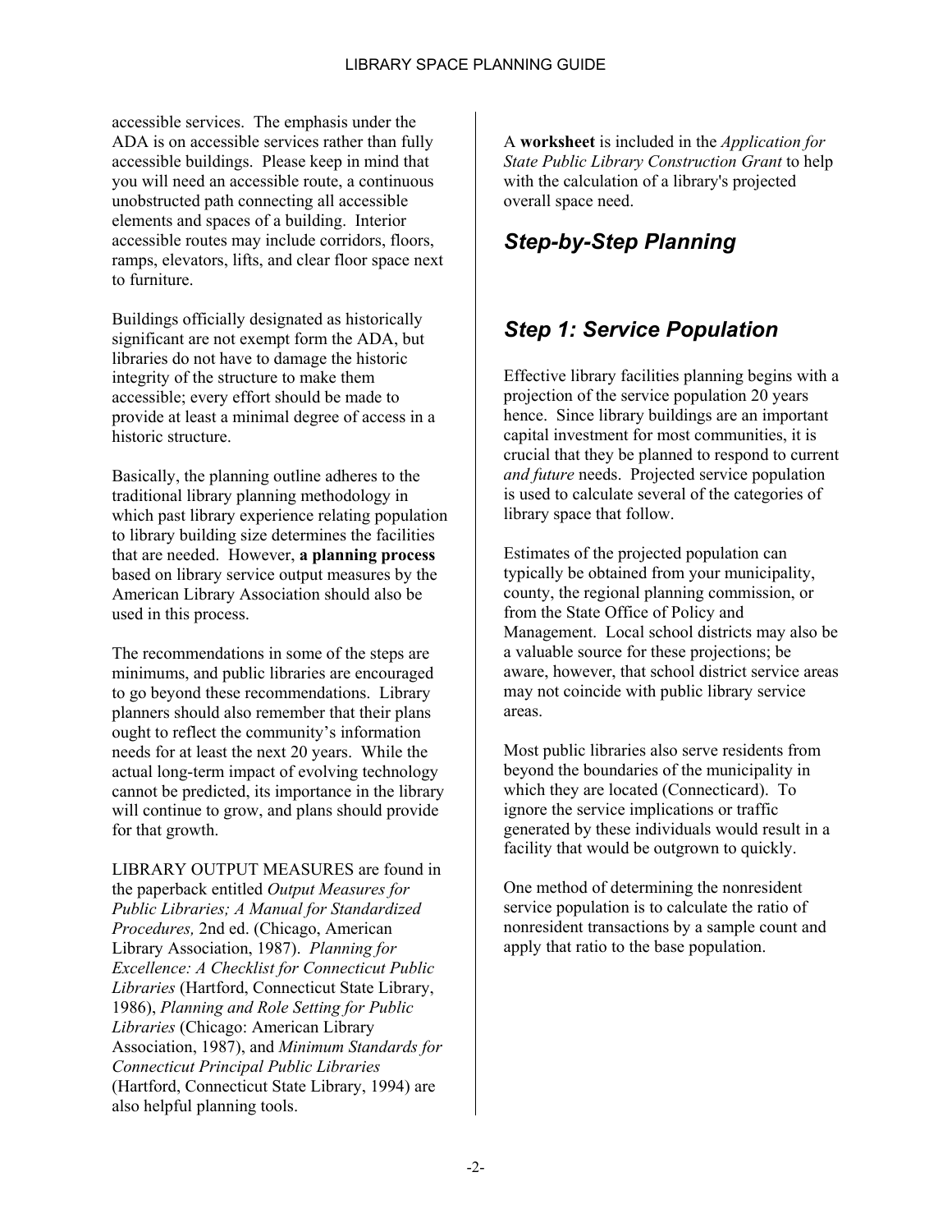accessible services. The emphasis under the ADA is on accessible services rather than fully accessible buildings. Please keep in mind that you will need an accessible route, a continuous unobstructed path connecting all accessible elements and spaces of a building. Interior accessible routes may include corridors, floors, ramps, elevators, lifts, and clear floor space next to furniture.

Buildings officially designated as historically significant are not exempt form the ADA, but libraries do not have to damage the historic integrity of the structure to make them accessible; every effort should be made to provide at least a minimal degree of access in a historic structure.

Basically, the planning outline adheres to the traditional library planning methodology in which past library experience relating population to library building size determines the facilities that are needed. However, **a planning process** based on library service output measures by the American Library Association should also be used in this process.

The recommendations in some of the steps are minimums, and public libraries are encouraged to go beyond these recommendations. Library planners should also remember that their plans ought to reflect the community's information needs for at least the next 20 years. While the actual long-term impact of evolving technology cannot be predicted, its importance in the library will continue to grow, and plans should provide for that growth.

LIBRARY OUTPUT MEASURES are found in the paperback entitled *Output Measures for Public Libraries; A Manual for Standardized Procedures,* 2nd ed. (Chicago, American Library Association, 1987). *Planning for Excellence: A Checklist for Connecticut Public Libraries* (Hartford, Connecticut State Library, 1986), *Planning and Role Setting for Public Libraries* (Chicago: American Library Association, 1987), and *Minimum Standards for Connecticut Principal Public Libraries* (Hartford, Connecticut State Library, 1994) are also helpful planning tools.

A **worksheet** is included in the *Application for State Public Library Construction Grant* to help with the calculation of a library's projected overall space need.

## *Step-by-Step Planning*

## *Step 1: Service Population*

Effective library facilities planning begins with a projection of the service population 20 years hence. Since library buildings are an important capital investment for most communities, it is crucial that they be planned to respond to current *and future* needs. Projected service population is used to calculate several of the categories of library space that follow.

Estimates of the projected population can typically be obtained from your municipality, county, the regional planning commission, or from the State Office of Policy and Management. Local school districts may also be a valuable source for these projections; be aware, however, that school district service areas may not coincide with public library service areas.

Most public libraries also serve residents from beyond the boundaries of the municipality in which they are located (Connecticard). To ignore the service implications or traffic generated by these individuals would result in a facility that would be outgrown to quickly.

One method of determining the nonresident service population is to calculate the ratio of nonresident transactions by a sample count and apply that ratio to the base population.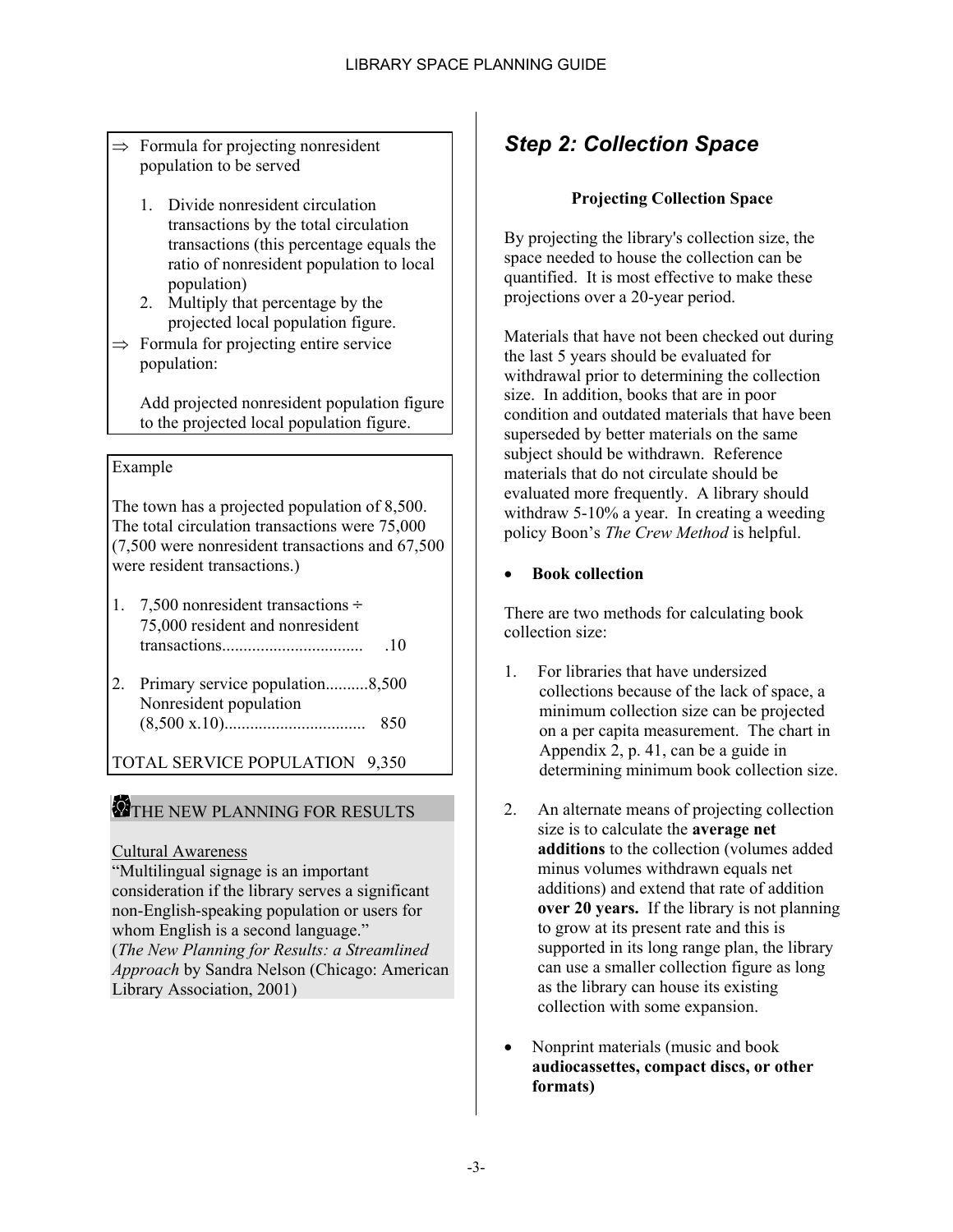⇒ Formula for projecting nonresident population to be served

1. Divide nonresident circulation transactions by the total circulation transactions (this percentage equals the ratio of nonresident population to local population)
2. Multiply that percentage by the projected local population figure.

⇒ Formula for projecting entire service population:

Add projected nonresident population figure to the projected local population figure.

Example

The town has a projected population of 8,500. The total circulation transactions were 75,000 (7,500 were nonresident transactions and 67,500 were resident transactions.)

1. 7,500 nonresident transactions ÷ 75,000 resident and nonresident transactions................................ .10
2. Primary service population..........8,500
   Nonresident population (8,500 x.10)................................ 850

TOTAL SERVICE POPULATION 9,350

THE NEW PLANNING FOR RESULTS

Cultural Awareness

"Multilingual signage is an important consideration if the library serves a significant non-English-speaking population or users for whom English is a second language." (*The New Planning for Results: a Streamlined Approach* by Sandra Nelson (Chicago: American Library Association, 2001)

## *Step 2: Collection Space*

### Projecting Collection Space

By projecting the library's collection size, the space needed to house the collection can be quantified. It is most effective to make these projections over a 20-year period.

Materials that have not been checked out during the last 5 years should be evaluated for withdrawal prior to determining the collection size. In addition, books that are in poor condition and outdated materials that have been superseded by better materials on the same subject should be withdrawn. Reference materials that do not circulate should be evaluated more frequently. A library should withdraw 5-10% a year. In creating a weeding policy Boon's *The Crew Method* is helpful.

- **Book collection**

There are two methods for calculating book collection size:

1. For libraries that have undersized collections because of the lack of space, a minimum collection size can be projected on a per capita measurement. The chart in Appendix 2, p. 41, can be a guide in determining minimum book collection size.

2. An alternate means of projecting collection size is to calculate the **average net additions** to the collection (volumes added minus volumes withdrawn equals net additions) and extend that rate of addition **over 20 years.** If the library is not planning to grow at its present rate and this is supported in its long range plan, the library can use a smaller collection figure as long as the library can house its existing collection with some expansion.

- Nonprint materials (music and book **audiocassettes, compact discs, or other formats)**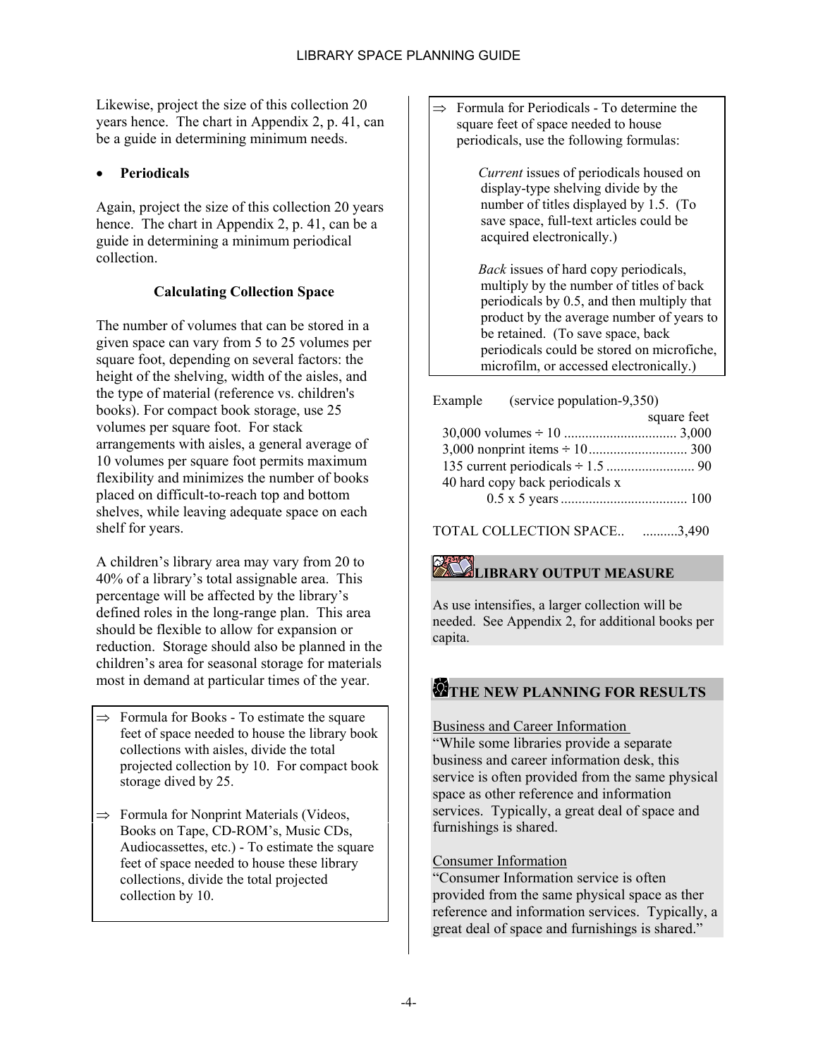Likewise, project the size of this collection 20 years hence. The chart in Appendix 2, p. 41, can be a guide in determining minimum needs.

- **Periodicals**

Again, project the size of this collection 20 years hence. The chart in Appendix 2, p. 41, can be a guide in determining a minimum periodical collection.

**Calculating Collection Space**

The number of volumes that can be stored in a given space can vary from 5 to 25 volumes per square foot, depending on several factors: the height of the shelving, width of the aisles, and the type of material (reference vs. children's books). For compact book storage, use 25 volumes per square foot. For stack arrangements with aisles, a general average of 10 volumes per square foot permits maximum flexibility and minimizes the number of books placed on difficult-to-reach top and bottom shelves, while leaving adequate space on each shelf for years.

A children's library area may vary from 20 to 40% of a library's total assignable area. This percentage will be affected by the library's defined roles in the long-range plan. This area should be flexible to allow for expansion or reduction. Storage should also be planned in the children's area for seasonal storage for materials most in demand at particular times of the year.

⇒ Formula for Books - To estimate the square feet of space needed to house the library book collections with aisles, divide the total projected collection by 10. For compact book storage dived by 25.

⇒ Formula for Nonprint Materials (Videos, Books on Tape, CD-ROM's, Music CDs, Audiocassettes, etc.) - To estimate the square feet of space needed to house these library collections, divide the total projected collection by 10.

⇒ Formula for Periodicals - To determine the square feet of space needed to house periodicals, use the following formulas:

*Current* issues of periodicals housed on display-type shelving divide by the number of titles displayed by 1.5. (To save space, full-text articles could be acquired electronically.)

*Back* issues of hard copy periodicals, multiply by the number of titles of back periodicals by 0.5, and then multiply that product by the average number of years to be retained. (To save space, back periodicals could be stored on microfiche, microfilm, or accessed electronically.)

Example (service population-9,350)

| | square feet |
|---|---|
| 30,000 volumes ÷ 10 | 3,000 |
| 3,000 nonprint items ÷ 10 | 300 |
| 135 current periodicals ÷ 1.5 | 90 |
| 40 hard copy back periodicals x 0.5 x 5 years | 100 |
| TOTAL COLLECTION SPACE.. | 3,490 |

## LIBRARY OUTPUT MEASURE

As use intensifies, a larger collection will be needed. See Appendix 2, for additional books per capita.

## THE NEW PLANNING FOR RESULTS

Business and Career Information

"While some libraries provide a separate business and career information desk, this service is often provided from the same physical space as other reference and information services. Typically, a great deal of space and furnishings is shared.

Consumer Information

"Consumer Information service is often provided from the same physical space as ther reference and information services. Typically, a great deal of space and furnishings is shared."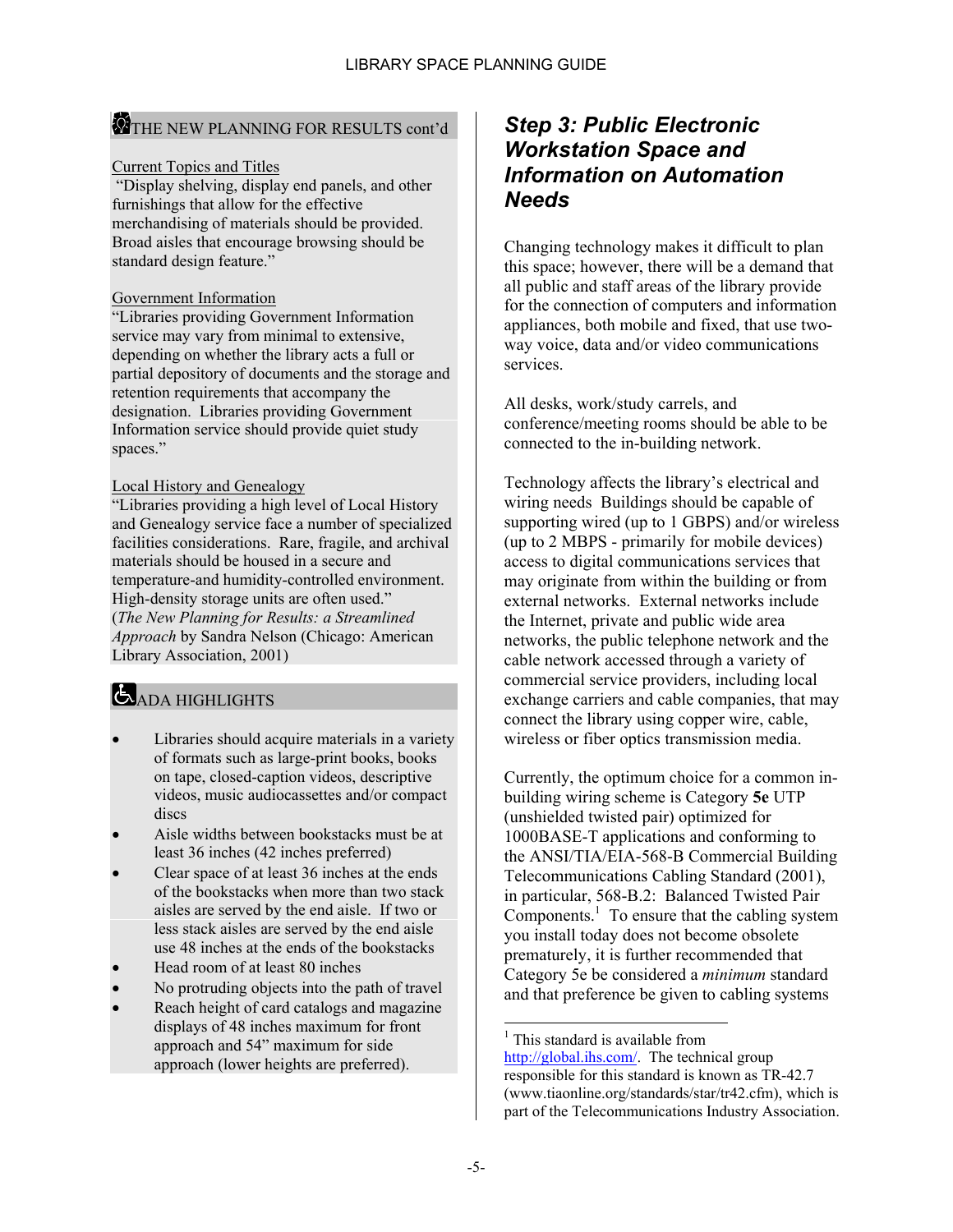## THE NEW PLANNING FOR RESULTS cont'd

Current Topics and Titles

"Display shelving, display end panels, and other furnishings that allow for the effective merchandising of materials should be provided. Broad aisles that encourage browsing should be standard design feature."

Government Information

"Libraries providing Government Information service may vary from minimal to extensive, depending on whether the library acts a full or partial depository of documents and the storage and retention requirements that accompany the designation. Libraries providing Government Information service should provide quiet study spaces."

Local History and Genealogy

"Libraries providing a high level of Local History and Genealogy service face a number of specialized facilities considerations. Rare, fragile, and archival materials should be housed in a secure and temperature-and humidity-controlled environment. High-density storage units are often used." (*The New Planning for Results: a Streamlined Approach* by Sandra Nelson (Chicago: American Library Association, 2001)

## ADA HIGHLIGHTS

- Libraries should acquire materials in a variety of formats such as large-print books, books on tape, closed-caption videos, descriptive videos, music audiocassettes and/or compact discs
- Aisle widths between bookstacks must be at least 36 inches (42 inches preferred)
- Clear space of at least 36 inches at the ends of the bookstacks when more than two stack aisles are served by the end aisle. If two or less stack aisles are served by the end aisle use 48 inches at the ends of the bookstacks
- Head room of at least 80 inches
- No protruding objects into the path of travel
- Reach height of card catalogs and magazine displays of 48 inches maximum for front approach and 54" maximum for side approach (lower heights are preferred).

## *Step 3: Public Electronic Workstation Space and Information on Automation Needs*

Changing technology makes it difficult to plan this space; however, there will be a demand that all public and staff areas of the library provide for the connection of computers and information appliances, both mobile and fixed, that use two-way voice, data and/or video communications services.

All desks, work/study carrels, and conference/meeting rooms should be able to be connected to the in-building network.

Technology affects the library's electrical and wiring needs Buildings should be capable of supporting wired (up to 1 GBPS) and/or wireless (up to 2 MBPS - primarily for mobile devices) access to digital communications services that may originate from within the building or from external networks. External networks include the Internet, private and public wide area networks, the public telephone network and the cable network accessed through a variety of commercial service providers, including local exchange carriers and cable companies, that may connect the library using copper wire, cable, wireless or fiber optics transmission media.

Currently, the optimum choice for a common in-building wiring scheme is Category **5e** UTP (unshielded twisted pair) optimized for 1000BASE-T applications and conforming to the ANSI/TIA/EIA-568-B Commercial Building Telecommunications Cabling Standard (2001), in particular, 568-B.2: Balanced Twisted Pair Components.[1] To ensure that the cabling system you install today does not become obsolete prematurely, it is further recommended that Category 5e be considered a *minimum* standard and that preference be given to cabling systems

---

[1] This standard is available from http://global.ihs.com/. The technical group responsible for this standard is known as TR-42.7 (www.tiaonline.org/standards/star/tr42.cfm), which is part of the Telecommunications Industry Association.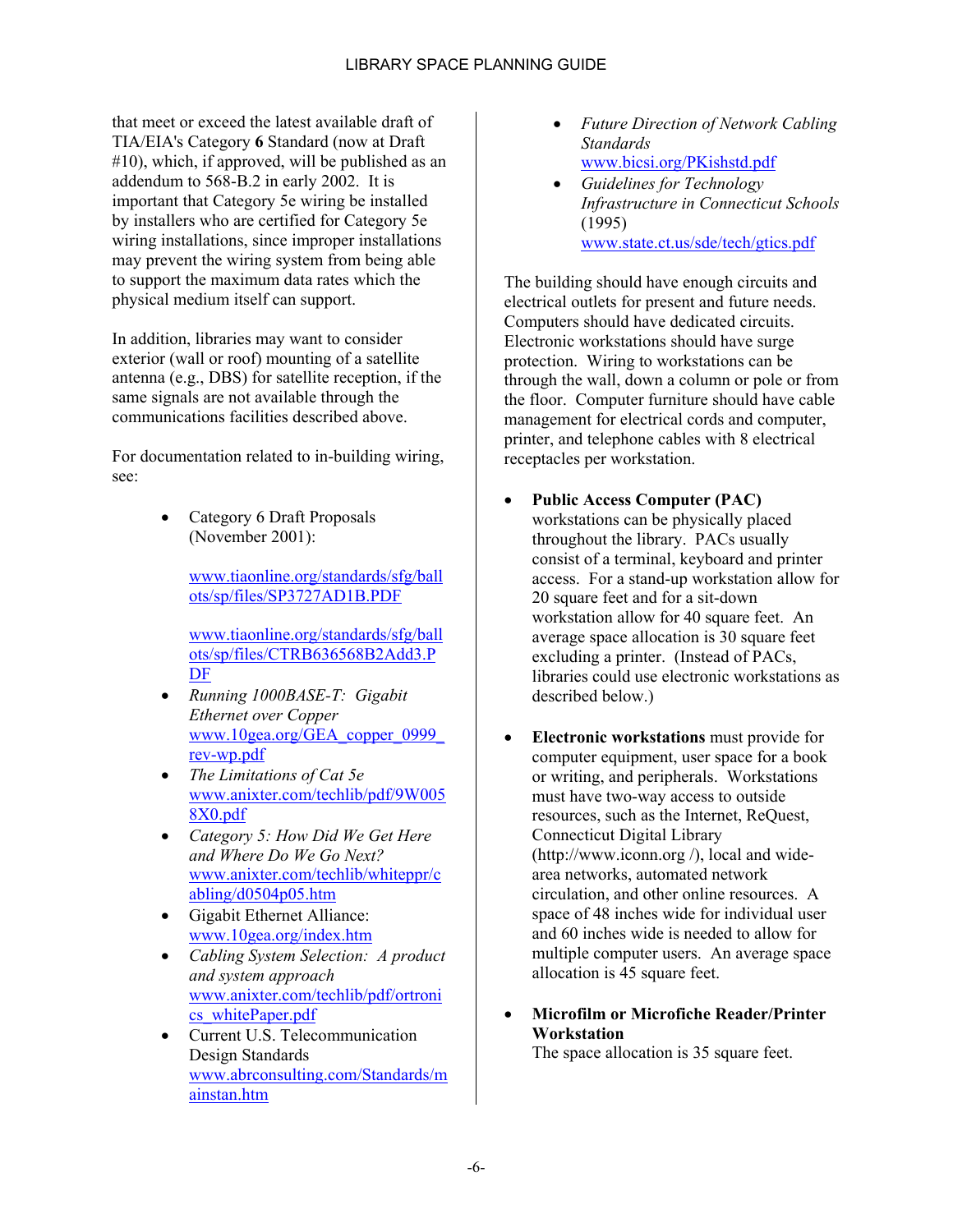that meet or exceed the latest available draft of TIA/EIA's Category **6** Standard (now at Draft #10), which, if approved, will be published as an addendum to 568-B.2 in early 2002. It is important that Category 5e wiring be installed by installers who are certified for Category 5e wiring installations, since improper installations may prevent the wiring system from being able to support the maximum data rates which the physical medium itself can support.

In addition, libraries may want to consider exterior (wall or roof) mounting of a satellite antenna (e.g., DBS) for satellite reception, if the same signals are not available through the communications facilities described above.

For documentation related to in-building wiring, see:

- Category 6 Draft Proposals (November 2001):

  www.tiaonline.org/standards/sfg/ballots/sp/files/SP3727AD1B.PDF

  www.tiaonline.org/standards/sfg/ballots/sp/files/CTRB636568B2Add3.PDF
- *Running 1000BASE-T: Gigabit Ethernet over Copper* www.10gea.org/GEA_copper_0999_rev-wp.pdf
- *The Limitations of Cat 5e* www.anixter.com/techlib/pdf/9W0058X0.pdf
- *Category 5: How Did We Get Here and Where Do We Go Next?* www.anixter.com/techlib/whiteppr/cabling/d0504p05.htm
- Gigabit Ethernet Alliance: www.10gea.org/index.htm
- *Cabling System Selection: A product and system approach* www.anixter.com/techlib/pdf/ortronics_whitePaper.pdf
- Current U.S. Telecommunication Design Standards www.abrconsulting.com/Standards/mainstan.htm
- *Future Direction of Network Cabling Standards* www.bicsi.org/PKishstd.pdf
- *Guidelines for Technology Infrastructure in Connecticut Schools* (1995) www.state.ct.us/sde/tech/gtics.pdf

The building should have enough circuits and electrical outlets for present and future needs. Computers should have dedicated circuits. Electronic workstations should have surge protection. Wiring to workstations can be through the wall, down a column or pole or from the floor. Computer furniture should have cable management for electrical cords and computer, printer, and telephone cables with 8 electrical receptacles per workstation.

- **Public Access Computer (PAC)** workstations can be physically placed throughout the library. PACs usually consist of a terminal, keyboard and printer access. For a stand-up workstation allow for 20 square feet and for a sit-down workstation allow for 40 square feet. An average space allocation is 30 square feet excluding a printer. (Instead of PACs, libraries could use electronic workstations as described below.)

- **Electronic workstations** must provide for computer equipment, user space for a book or writing, and peripherals. Workstations must have two-way access to outside resources, such as the Internet, ReQuest, Connecticut Digital Library (http://www.iconn.org /), local and wide-area networks, automated network circulation, and other online resources. A space of 48 inches wide for individual user and 60 inches wide is needed to allow for multiple computer users. An average space allocation is 45 square feet.

- **Microfilm or Microfiche Reader/Printer Workstation**
  The space allocation is 35 square feet.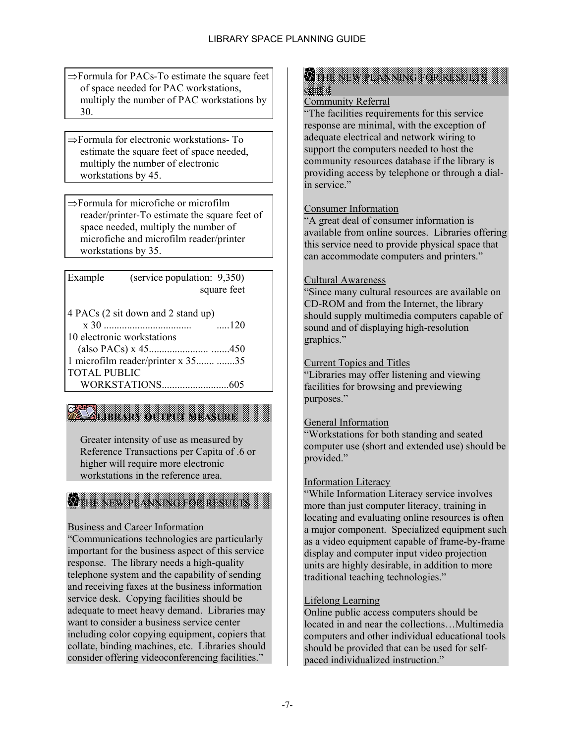⇒Formula for PACs-To estimate the square feet of space needed for PAC workstations, multiply the number of PAC workstations by 30.

⇒Formula for electronic workstations- To estimate the square feet of space needed, multiply the number of electronic workstations by 45.

⇒Formula for microfiche or microfilm reader/printer-To estimate the square feet of space needed, multiply the number of microfiche and microfilm reader/printer workstations by 35.

| Example (service population: 9,350) | square feet |
|---|---|
| 4 PACs (2 sit down and 2 stand up) x 30 | 120 |
| 10 electronic workstations (also PACs) x 45 | 450 |
| 1 microfilm reader/printer x 35 | 35 |
| TOTAL PUBLIC WORKSTATIONS | 605 |

## LIBRARY OUTPUT MEASURE

Greater intensity of use as measured by Reference Transactions per Capita of .6 or higher will require more electronic workstations in the reference area.

## THE NEW PLANNING FOR RESULTS

Business and Career Information

"Communications technologies are particularly important for the business aspect of this service response. The library needs a high-quality telephone system and the capability of sending and receiving faxes at the business information service desk. Copying facilities should be adequate to meet heavy demand. Libraries may want to consider a business service center including color copying equipment, copiers that collate, binding machines, etc. Libraries should consider offering videoconferencing facilities."

## THE NEW PLANNING FOR RESULTS cont'd

Community Referral

"The facilities requirements for this service response are minimal, with the exception of adequate electrical and network wiring to support the computers needed to host the community resources database if the library is providing access by telephone or through a dial-in service."

Consumer Information

"A great deal of consumer information is available from online sources. Libraries offering this service need to provide physical space that can accommodate computers and printers."

Cultural Awareness

"Since many cultural resources are available on CD-ROM and from the Internet, the library should supply multimedia computers capable of sound and of displaying high-resolution graphics."

Current Topics and Titles

"Libraries may offer listening and viewing facilities for browsing and previewing purposes."

General Information

"Workstations for both standing and seated computer use (short and extended use) should be provided."

Information Literacy

"While Information Literacy service involves more than just computer literacy, training in locating and evaluating online resources is often a major component. Specialized equipment such as a video equipment capable of frame-by-frame display and computer input video projection units are highly desirable, in addition to more traditional teaching technologies."

Lifelong Learning

Online public access computers should be located in and near the collections…Multimedia computers and other individual educational tools should be provided that can be used for self-paced individualized instruction."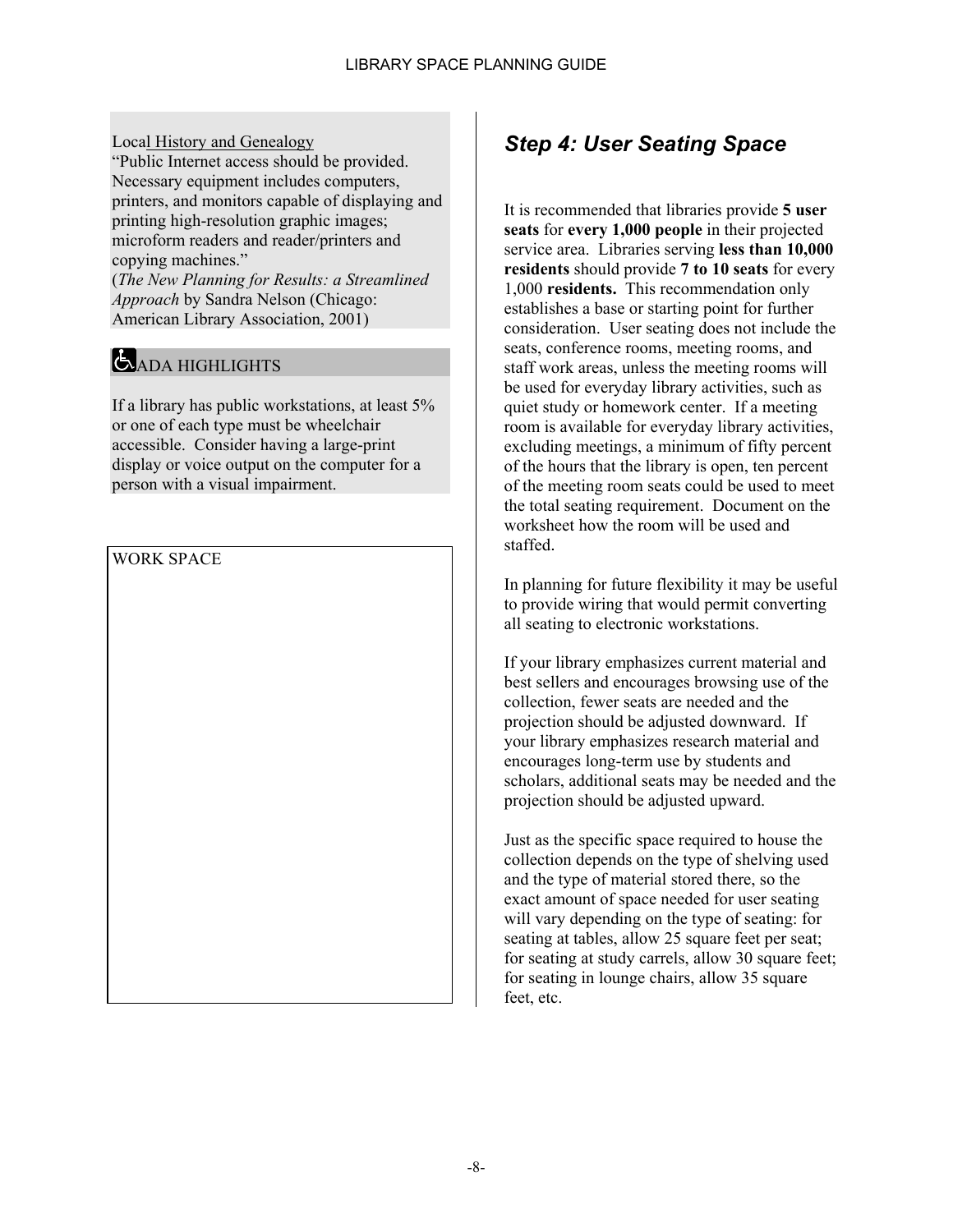Local History and Genealogy

"Public Internet access should be provided. Necessary equipment includes computers, printers, and monitors capable of displaying and printing high-resolution graphic images; microform readers and reader/printers and copying machines."
(*The New Planning for Results: a Streamlined Approach* by Sandra Nelson (Chicago: American Library Association, 2001)

ADA HIGHLIGHTS

If a library has public workstations, at least 5% or one of each type must be wheelchair accessible. Consider having a large-print display or voice output on the computer for a person with a visual impairment.

WORK SPACE

## *Step 4: User Seating Space*

It is recommended that libraries provide **5 user seats** for **every 1,000 people** in their projected service area. Libraries serving **less than 10,000 residents** should provide **7 to 10 seats** for every 1,000 **residents.** This recommendation only establishes a base or starting point for further consideration. User seating does not include the seats, conference rooms, meeting rooms, and staff work areas, unless the meeting rooms will be used for everyday library activities, such as quiet study or homework center. If a meeting room is available for everyday library activities, excluding meetings, a minimum of fifty percent of the hours that the library is open, ten percent of the meeting room seats could be used to meet the total seating requirement. Document on the worksheet how the room will be used and staffed.

In planning for future flexibility it may be useful to provide wiring that would permit converting all seating to electronic workstations.

If your library emphasizes current material and best sellers and encourages browsing use of the collection, fewer seats are needed and the projection should be adjusted downward. If your library emphasizes research material and encourages long-term use by students and scholars, additional seats may be needed and the projection should be adjusted upward.

Just as the specific space required to house the collection depends on the type of shelving used and the type of material stored there, so the exact amount of space needed for user seating will vary depending on the type of seating: for seating at tables, allow 25 square feet per seat; for seating at study carrels, allow 30 square feet; for seating in lounge chairs, allow 35 square feet, etc.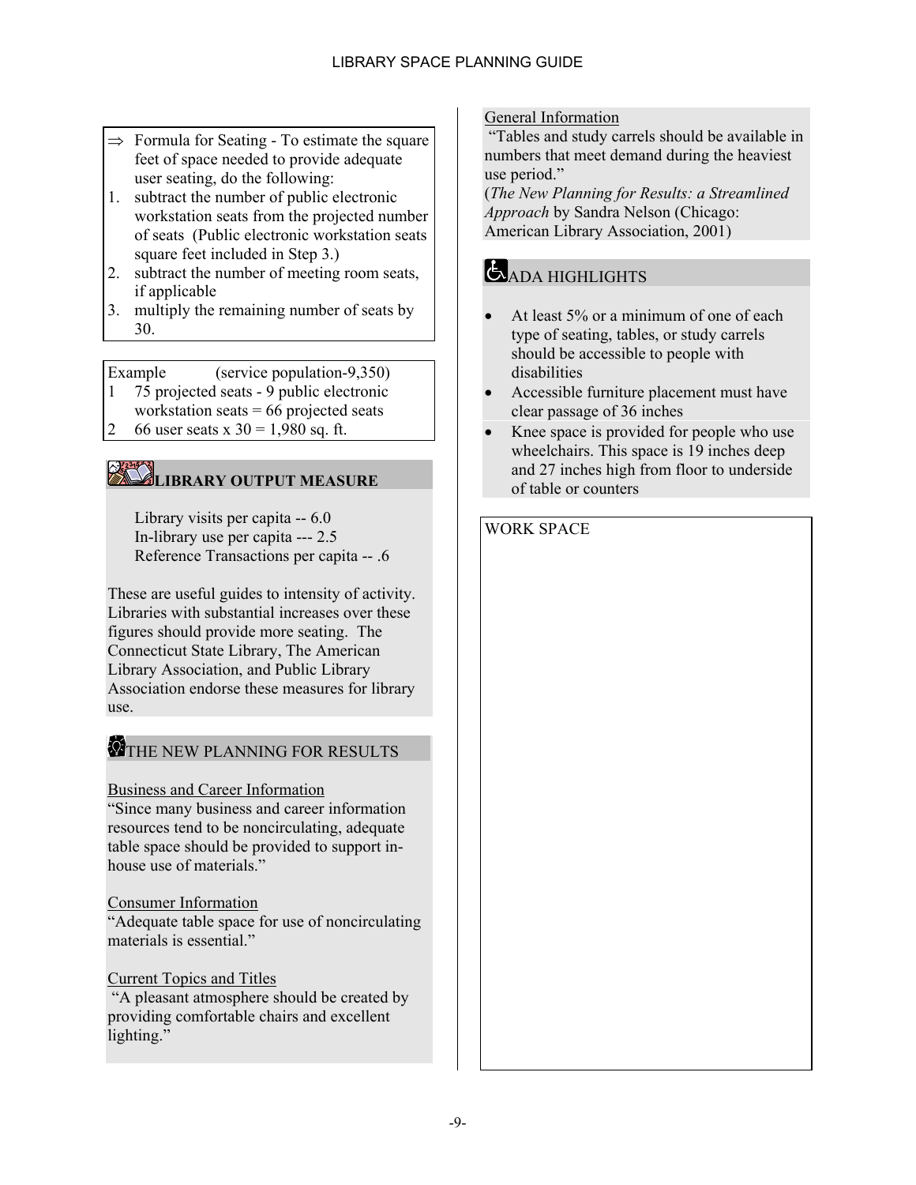⇒ Formula for Seating - To estimate the square feet of space needed to provide adequate user seating, do the following:

1. subtract the number of public electronic workstation seats from the projected number of seats (Public electronic workstation seats square feet included in Step 3.)
2. subtract the number of meeting room seats, if applicable
3. multiply the remaining number of seats by 30.

Example (service population-9,350)

1. 75 projected seats - 9 public electronic workstation seats = 66 projected seats
2. 66 user seats x 30 = 1,980 sq. ft.

## LIBRARY OUTPUT MEASURE

Library visits per capita -- 6.0
In-library use per capita --- 2.5
Reference Transactions per capita -- .6

These are useful guides to intensity of activity. Libraries with substantial increases over these figures should provide more seating. The Connecticut State Library, The American Library Association, and Public Library Association endorse these measures for library use.

## THE NEW PLANNING FOR RESULTS

Business and Career Information
"Since many business and career information resources tend to be noncirculating, adequate table space should be provided to support in-house use of materials."

Consumer Information
"Adequate table space for use of noncirculating materials is essential."

Current Topics and Titles
"A pleasant atmosphere should be created by providing comfortable chairs and excellent lighting."

General Information
"Tables and study carrels should be available in numbers that meet demand during the heaviest use period."
(*The New Planning for Results: a Streamlined Approach* by Sandra Nelson (Chicago: American Library Association, 2001)

## ADA HIGHLIGHTS

- At least 5% or a minimum of one of each type of seating, tables, or study carrels should be accessible to people with disabilities
- Accessible furniture placement must have clear passage of 36 inches
- Knee space is provided for people who use wheelchairs. This space is 19 inches deep and 27 inches high from floor to underside of table or counters

WORK SPACE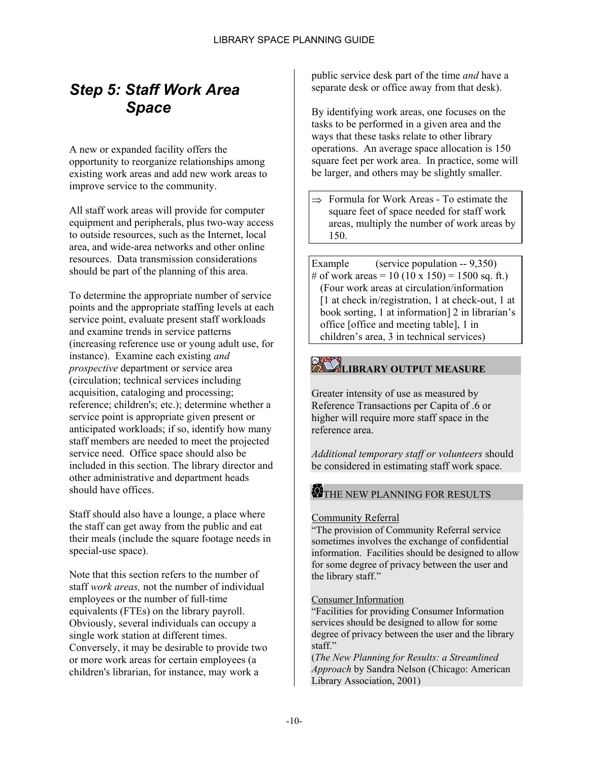## *Step 5: Staff Work Area Space*

A new or expanded facility offers the opportunity to reorganize relationships among existing work areas and add new work areas to improve service to the community.

All staff work areas will provide for computer equipment and peripherals, plus two-way access to outside resources, such as the Internet, local area, and wide-area networks and other online resources. Data transmission considerations should be part of the planning of this area.

To determine the appropriate number of service points and the appropriate staffing levels at each service point, evaluate present staff workloads and examine trends in service patterns (increasing reference use or young adult use, for instance). Examine each existing *and prospective* department or service area (circulation; technical services including acquisition, cataloging and processing; reference; children's; etc.); determine whether a service point is appropriate given present or anticipated workloads; if so, identify how many staff members are needed to meet the projected service need. Office space should also be included in this section. The library director and other administrative and department heads should have offices.

Staff should also have a lounge, a place where the staff can get away from the public and eat their meals (include the square footage needs in special-use space).

Note that this section refers to the number of staff *work areas,* not the number of individual employees or the number of full-time equivalents (FTEs) on the library payroll. Obviously, several individuals can occupy a single work station at different times. Conversely, it may be desirable to provide two or more work areas for certain employees (a children's librarian, for instance, may work a public service desk part of the time *and* have a separate desk or office away from that desk).

By identifying work areas, one focuses on the tasks to be performed in a given area and the ways that these tasks relate to other library operations. An average space allocation is 150 square feet per work area. In practice, some will be larger, and others may be slightly smaller.

⇒ Formula for Work Areas - To estimate the square feet of space needed for staff work areas, multiply the number of work areas by 150.

Example (service population -- 9,350)
# of work areas = 10 (10 x 150) = 1500 sq. ft.)
(Four work areas at circulation/information [1 at check in/registration, 1 at check-out, 1 at book sorting, 1 at information] 2 in librarian's office [office and meeting table], 1 in children's area, 3 in technical services)

**LIBRARY OUTPUT MEASURE**

Greater intensity of use as measured by Reference Transactions per Capita of .6 or higher will require more staff space in the reference area.

*Additional temporary staff or volunteers* should be considered in estimating staff work space.

THE NEW PLANNING FOR RESULTS

Community Referral
"The provision of Community Referral service sometimes involves the exchange of confidential information. Facilities should be designed to allow for some degree of privacy between the user and the library staff."

Consumer Information
"Facilities for providing Consumer Information services should be designed to allow for some degree of privacy between the user and the library staff."
(*The New Planning for Results: a Streamlined Approach* by Sandra Nelson (Chicago: American Library Association, 2001)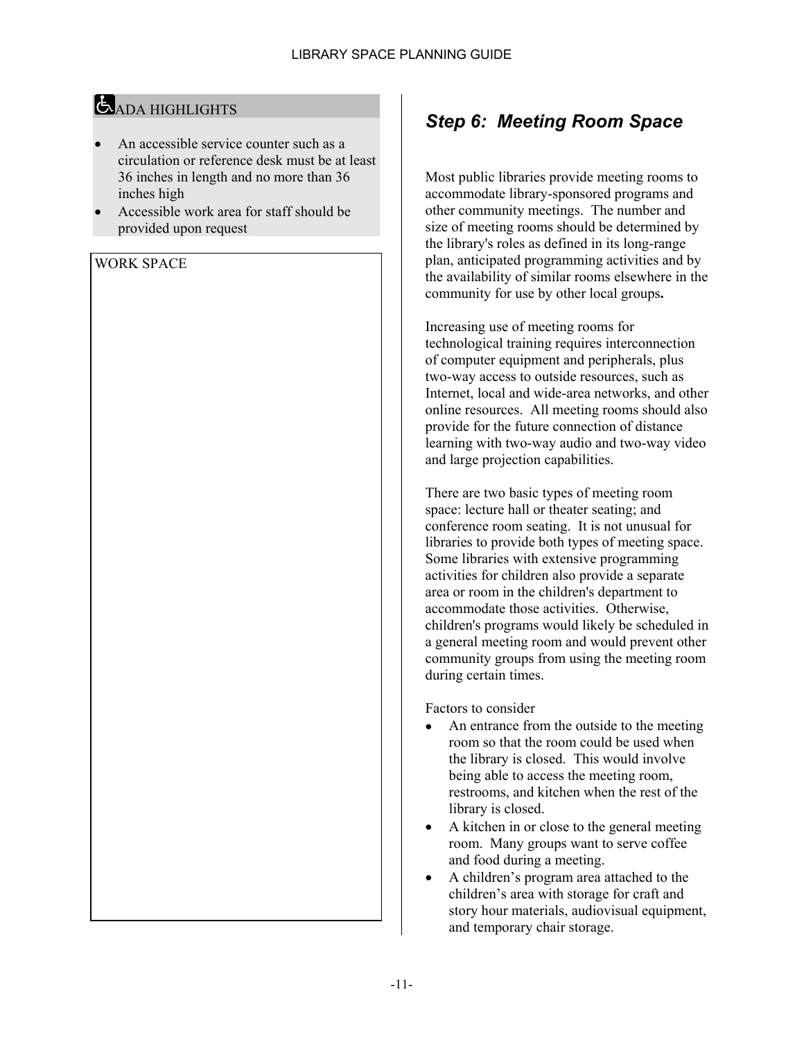**ADA HIGHLIGHTS**

- An accessible service counter such as a circulation or reference desk must be at least 36 inches in length and no more than 36 inches high
- Accessible work area for staff should be provided upon request

WORK SPACE

## *Step 6: Meeting Room Space*

Most public libraries provide meeting rooms to accommodate library-sponsored programs and other community meetings. The number and size of meeting rooms should be determined by the library's roles as defined in its long-range plan, anticipated programming activities and by the availability of similar rooms elsewhere in the community for use by other local groups**.**

Increasing use of meeting rooms for technological training requires interconnection of computer equipment and peripherals, plus two-way access to outside resources, such as Internet, local and wide-area networks, and other online resources. All meeting rooms should also provide for the future connection of distance learning with two-way audio and two-way video and large projection capabilities.

There are two basic types of meeting room space: lecture hall or theater seating; and conference room seating. It is not unusual for libraries to provide both types of meeting space. Some libraries with extensive programming activities for children also provide a separate area or room in the children's department to accommodate those activities. Otherwise, children's programs would likely be scheduled in a general meeting room and would prevent other community groups from using the meeting room during certain times.

Factors to consider

- An entrance from the outside to the meeting room so that the room could be used when the library is closed. This would involve being able to access the meeting room, restrooms, and kitchen when the rest of the library is closed.
- A kitchen in or close to the general meeting room. Many groups want to serve coffee and food during a meeting.
- A children's program area attached to the children's area with storage for craft and story hour materials, audiovisual equipment, and temporary chair storage.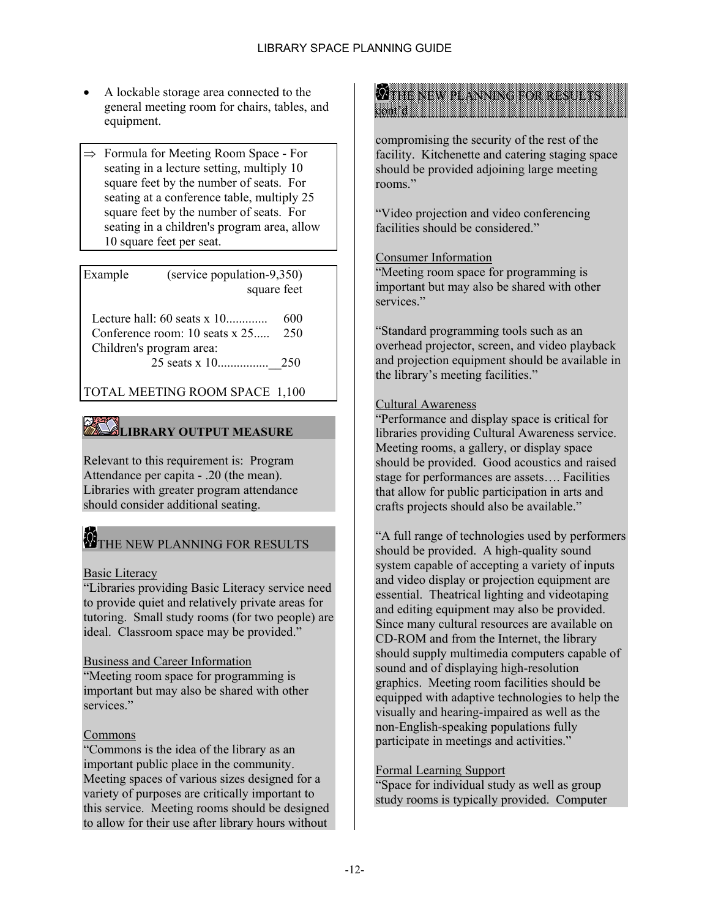- A lockable storage area connected to the general meeting room for chairs, tables, and equipment.

⇒ Formula for Meeting Room Space - For seating in a lecture setting, multiply 10 square feet by the number of seats. For seating at a conference table, multiply 25 square feet by the number of seats. For seating in a children's program area, allow 10 square feet per seat.

| Example (service population-9,350) | square feet |
|---|---|
| Lecture hall: 60 seats x 10............. | 600 |
| Conference room: 10 seats x 25..... | 250 |
| Children's program area: 25 seats x 10................ | 250 |
| TOTAL MEETING ROOM SPACE | 1,100 |

### LIBRARY OUTPUT MEASURE

Relevant to this requirement is: Program Attendance per capita - .20 (the mean). Libraries with greater program attendance should consider additional seating.

### THE NEW PLANNING FOR RESULTS

Basic Literacy

"Libraries providing Basic Literacy service need to provide quiet and relatively private areas for tutoring. Small study rooms (for two people) are ideal. Classroom space may be provided."

Business and Career Information

"Meeting room space for programming is important but may also be shared with other services."

Commons

"Commons is the idea of the library as an important public place in the community. Meeting spaces of various sizes designed for a variety of purposes are critically important to this service. Meeting rooms should be designed to allow for their use after library hours without compromising the security of the rest of the facility. Kitchenette and catering staging space should be provided adjoining large meeting rooms."

"Video projection and video conferencing facilities should be considered."

Consumer Information

"Meeting room space for programming is important but may also be shared with other services."

"Standard programming tools such as an overhead projector, screen, and video playback and projection equipment should be available in the library's meeting facilities."

Cultural Awareness

"Performance and display space is critical for libraries providing Cultural Awareness service. Meeting rooms, a gallery, or display space should be provided. Good acoustics and raised stage for performances are assets…. Facilities that allow for public participation in arts and crafts projects should also be available."

"A full range of technologies used by performers should be provided. A high-quality sound system capable of accepting a variety of inputs and video display or projection equipment are essential. Theatrical lighting and videotaping and editing equipment may also be provided. Since many cultural resources are available on CD-ROM and from the Internet, the library should supply multimedia computers capable of sound and of displaying high-resolution graphics. Meeting room facilities should be equipped with adaptive technologies to help the visually and hearing-impaired as well as the non-English-speaking populations fully participate in meetings and activities."

Formal Learning Support

"Space for individual study as well as group study rooms is typically provided. Computer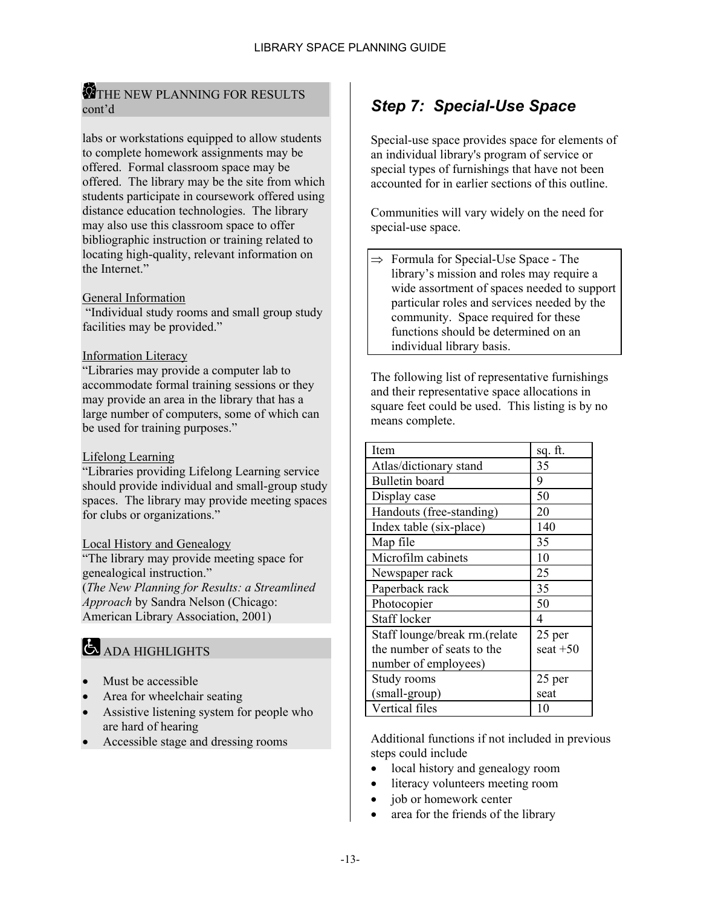**THE NEW PLANNING FOR RESULTS cont'd**

labs or workstations equipped to allow students to complete homework assignments may be offered. Formal classroom space may be offered. The library may be the site from which students participate in coursework offered using distance education technologies. The library may also use this classroom space to offer bibliographic instruction or training related to locating high-quality, relevant information on the Internet."

General Information
"Individual study rooms and small group study facilities may be provided."

Information Literacy
"Libraries may provide a computer lab to accommodate formal training sessions or they may provide an area in the library that has a large number of computers, some of which can be used for training purposes."

Lifelong Learning
"Libraries providing Lifelong Learning service should provide individual and small-group study spaces. The library may provide meeting spaces for clubs or organizations."

Local History and Genealogy
"The library may provide meeting space for genealogical instruction."
(*The New Planning for Results: a Streamlined Approach* by Sandra Nelson (Chicago: American Library Association, 2001)

**ADA HIGHLIGHTS**

- Must be accessible
- Area for wheelchair seating
- Assistive listening system for people who are hard of hearing
- Accessible stage and dressing rooms

## *Step 7: Special-Use Space*

Special-use space provides space for elements of an individual library's program of service or special types of furnishings that have not been accounted for in earlier sections of this outline.

Communities will vary widely on the need for special-use space.

⇒ Formula for Special-Use Space - The library's mission and roles may require a wide assortment of spaces needed to support particular roles and services needed by the community. Space required for these functions should be determined on an individual library basis.

The following list of representative furnishings and their representative space allocations in square feet could be used. This listing is by no means complete.

| Item | sq. ft. |
|---|---|
| Atlas/dictionary stand | 35 |
| Bulletin board | 9 |
| Display case | 50 |
| Handouts (free-standing) | 20 |
| Index table (six-place) | 140 |
| Map file | 35 |
| Microfilm cabinets | 10 |
| Newspaper rack | 25 |
| Paperback rack | 35 |
| Photocopier | 50 |
| Staff locker | 4 |
| Staff lounge/break rm.(relate the number of seats to the number of employees) | 25 per seat +50 |
| Study rooms (small-group) | 25 per seat |
| Vertical files | 10 |

Additional functions if not included in previous steps could include

- local history and genealogy room
- literacy volunteers meeting room
- job or homework center
- area for the friends of the library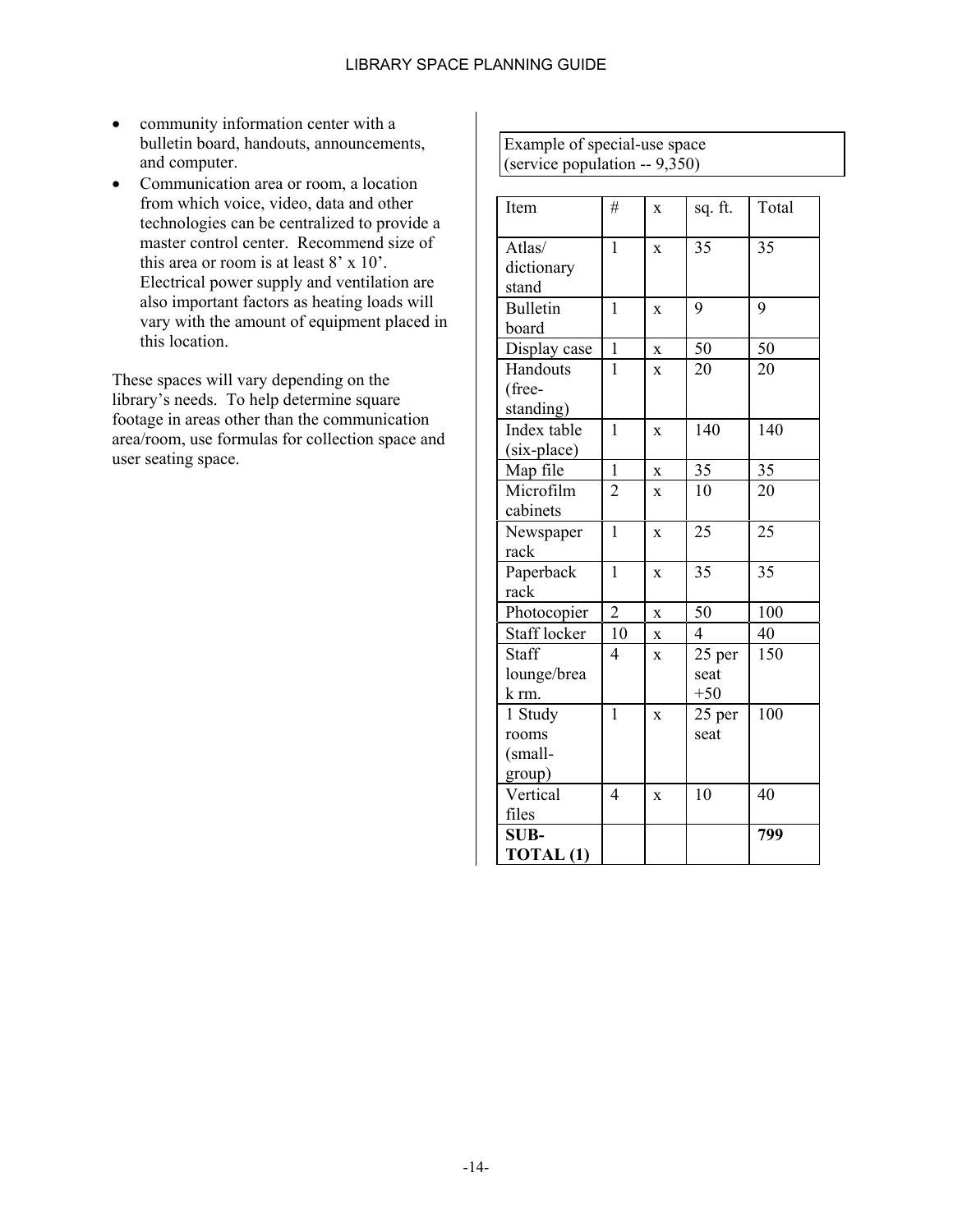- community information center with a bulletin board, handouts, announcements, and computer.
- Communication area or room, a location from which voice, video, data and other technologies can be centralized to provide a master control center. Recommend size of this area or room is at least 8' x 10'. Electrical power supply and ventilation are also important factors as heating loads will vary with the amount of equipment placed in this location.

These spaces will vary depending on the library's needs. To help determine square footage in areas other than the communication area/room, use formulas for collection space and user seating space.

Example of special-use space (service population -- 9,350)

| Item | # | x | sq. ft. | Total |
|---|---|---|---|---|
| Atlas/ dictionary stand | 1 | x | 35 | 35 |
| Bulletin board | 1 | x | 9 | 9 |
| Display case | 1 | x | 50 | 50 |
| Handouts (free-standing) | 1 | x | 20 | 20 |
| Index table (six-place) | 1 | x | 140 | 140 |
| Map file | 1 | x | 35 | 35 |
| Microfilm cabinets | 2 | x | 10 | 20 |
| Newspaper rack | 1 | x | 25 | 25 |
| Paperback rack | 1 | x | 35 | 35 |
| Photocopier | 2 | x | 50 | 100 |
| Staff locker | 10 | x | 4 | 40 |
| Staff lounge/break rm. | 4 | x | 25 per seat +50 | 150 |
| 1 Study rooms (small-group) | 1 | x | 25 per seat | 100 |
| Vertical files | 4 | x | 10 | 40 |
| **SUB-TOTAL (1)** | | | | **799** |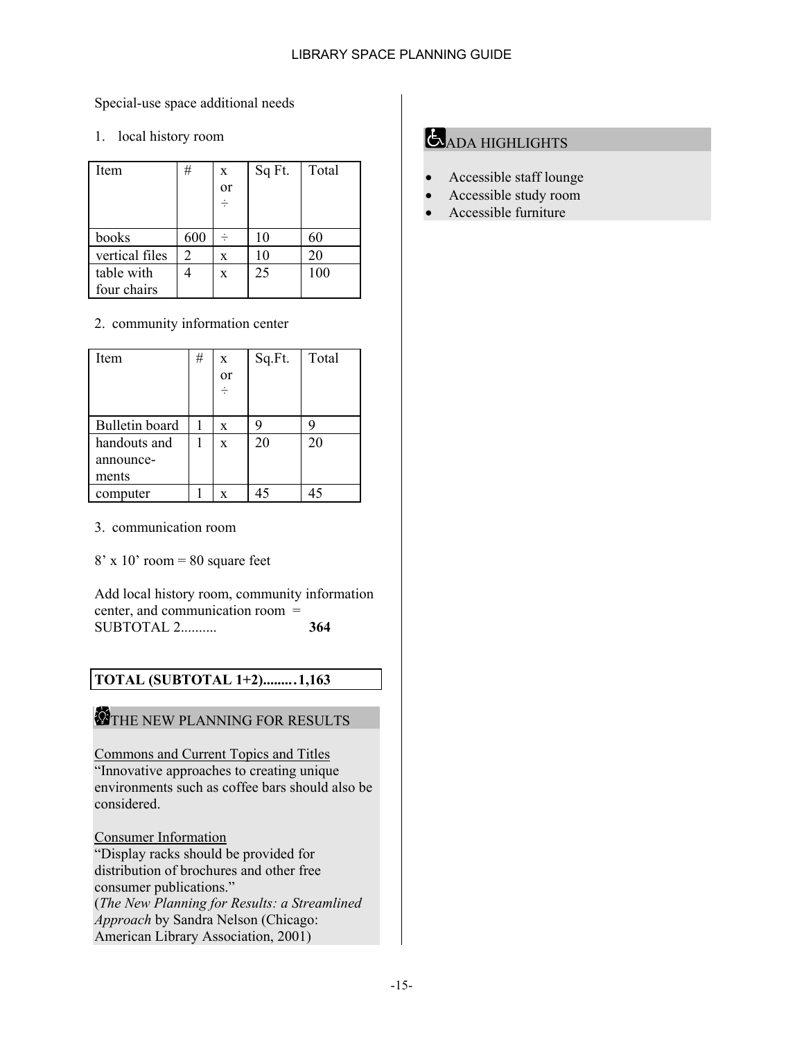Special-use space additional needs

1. local history room

| Item | # | x or ÷ | Sq Ft. | Total |
|---|---|---|---|---|
| books | 600 | ÷ | 10 | 60 |
| vertical files | 2 | x | 10 | 20 |
| table with four chairs | 4 | x | 25 | 100 |

2. community information center

| Item | # | x or ÷ | Sq.Ft. | Total |
|---|---|---|---|---|
| Bulletin board | 1 | x | 9 | 9 |
| handouts and announce-ments | 1 | x | 20 | 20 |
| computer | 1 | x | 45 | 45 |

3. communication room

8' x 10' room = 80 square feet

Add local history room, community information center, and communication room = SUBTOTAL 2.......... **364**

**TOTAL (SUBTOTAL 1+2)........1,163**

### THE NEW PLANNING FOR RESULTS

Commons and Current Topics and Titles
"Innovative approaches to creating unique environments such as coffee bars should also be considered.

Consumer Information
"Display racks should be provided for distribution of brochures and other free consumer publications."
(*The New Planning for Results: a Streamlined Approach* by Sandra Nelson (Chicago: American Library Association, 2001)

### ADA HIGHLIGHTS

- Accessible staff lounge
- Accessible study room
- Accessible furniture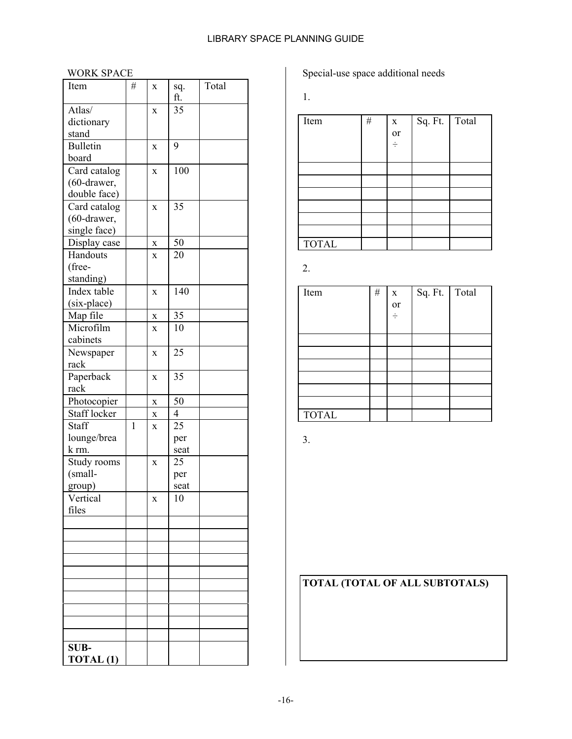WORK SPACE

| Item | # | x | sq. ft. | Total |
|---|---|---|---|---|
| Atlas/ dictionary stand | | x | 35 | |
| Bulletin board | | x | 9 | |
| Card catalog (60-drawer, double face) | | x | 100 | |
| Card catalog (60-drawer, single face) | | x | 35 | |
| Display case | | x | 50 | |
| Handouts (free-standing) | | x | 20 | |
| Index table (six-place) | | x | 140 | |
| Map file | | x | 35 | |
| Microfilm cabinets | | x | 10 | |
| Newspaper rack | | x | 25 | |
| Paperback rack | | x | 35 | |
| Photocopier | | x | 50 | |
| Staff locker | | x | 4 | |
| Staff lounge/break rm. | 1 | x | 25 per seat | |
| Study rooms (small-group) | | x | 25 per seat | |
| Vertical files | | x | 10 | |
| | | | | |
| | | | | |
| | | | | |
| | | | | |
| | | | | |
| | | | | |
| | | | | |
| | | | | |
| | | | | |
| | | | | |
| **SUB-TOTAL (1)** | | | | |

Special-use space additional needs

1.

| Item | # | x or ÷ | Sq. Ft. | Total |
|---|---|---|---|---|
| | | | | |
| | | | | |
| | | | | |
| | | | | |
| | | | | |
| | | | | |
| TOTAL | | | | |

2.

| Item | # | x or ÷ | Sq. Ft. | Total |
|---|---|---|---|---|
| | | | | |
| | | | | |
| | | | | |
| | | | | |
| | | | | |
| | | | | |
| TOTAL | | | | |

3.

**TOTAL (TOTAL OF ALL SUBTOTALS)**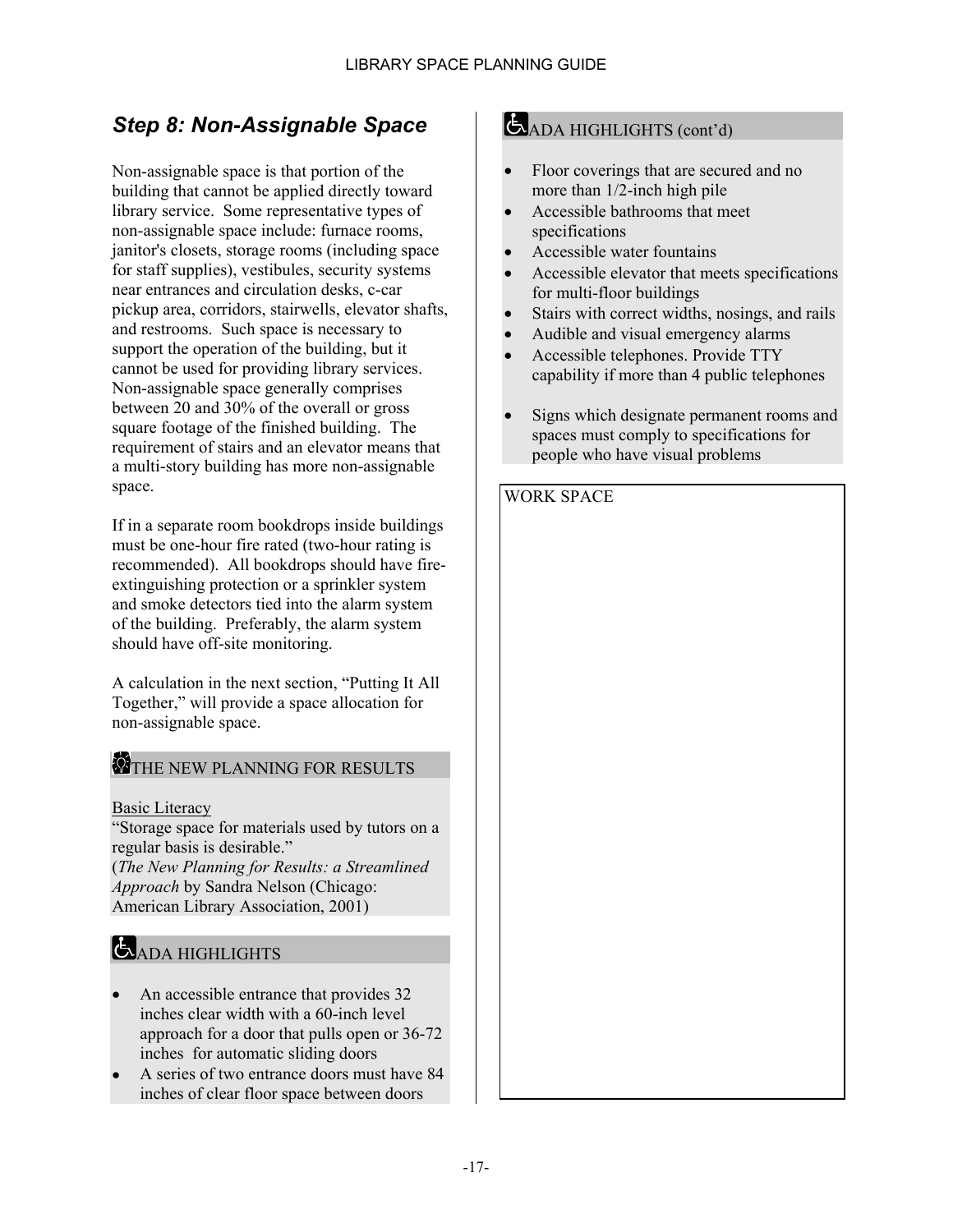## *Step 8: Non-Assignable Space*

Non-assignable space is that portion of the building that cannot be applied directly toward library service. Some representative types of non-assignable space include: furnace rooms, janitor's closets, storage rooms (including space for staff supplies), vestibules, security systems near entrances and circulation desks, c-car pickup area, corridors, stairwells, elevator shafts, and restrooms. Such space is necessary to support the operation of the building, but it cannot be used for providing library services. Non-assignable space generally comprises between 20 and 30% of the overall or gross square footage of the finished building. The requirement of stairs and an elevator means that a multi-story building has more non-assignable space.

If in a separate room bookdrops inside buildings must be one-hour fire rated (two-hour rating is recommended). All bookdrops should have fire-extinguishing protection or a sprinkler system and smoke detectors tied into the alarm system of the building. Preferably, the alarm system should have off-site monitoring.

A calculation in the next section, "Putting It All Together," will provide a space allocation for non-assignable space.

### THE NEW PLANNING FOR RESULTS

Basic Literacy

"Storage space for materials used by tutors on a regular basis is desirable."

(*The New Planning for Results: a Streamlined Approach* by Sandra Nelson (Chicago: American Library Association, 2001)

### ADA HIGHLIGHTS

- An accessible entrance that provides 32 inches clear width with a 60-inch level approach for a door that pulls open or 36-72 inches for automatic sliding doors
- A series of two entrance doors must have 84 inches of clear floor space between doors

### ADA HIGHLIGHTS (cont'd)

- Floor coverings that are secured and no more than 1/2-inch high pile
- Accessible bathrooms that meet specifications
- Accessible water fountains
- Accessible elevator that meets specifications for multi-floor buildings
- Stairs with correct widths, nosings, and rails
- Audible and visual emergency alarms
- Accessible telephones. Provide TTY capability if more than 4 public telephones
- Signs which designate permanent rooms and spaces must comply to specifications for people who have visual problems

WORK SPACE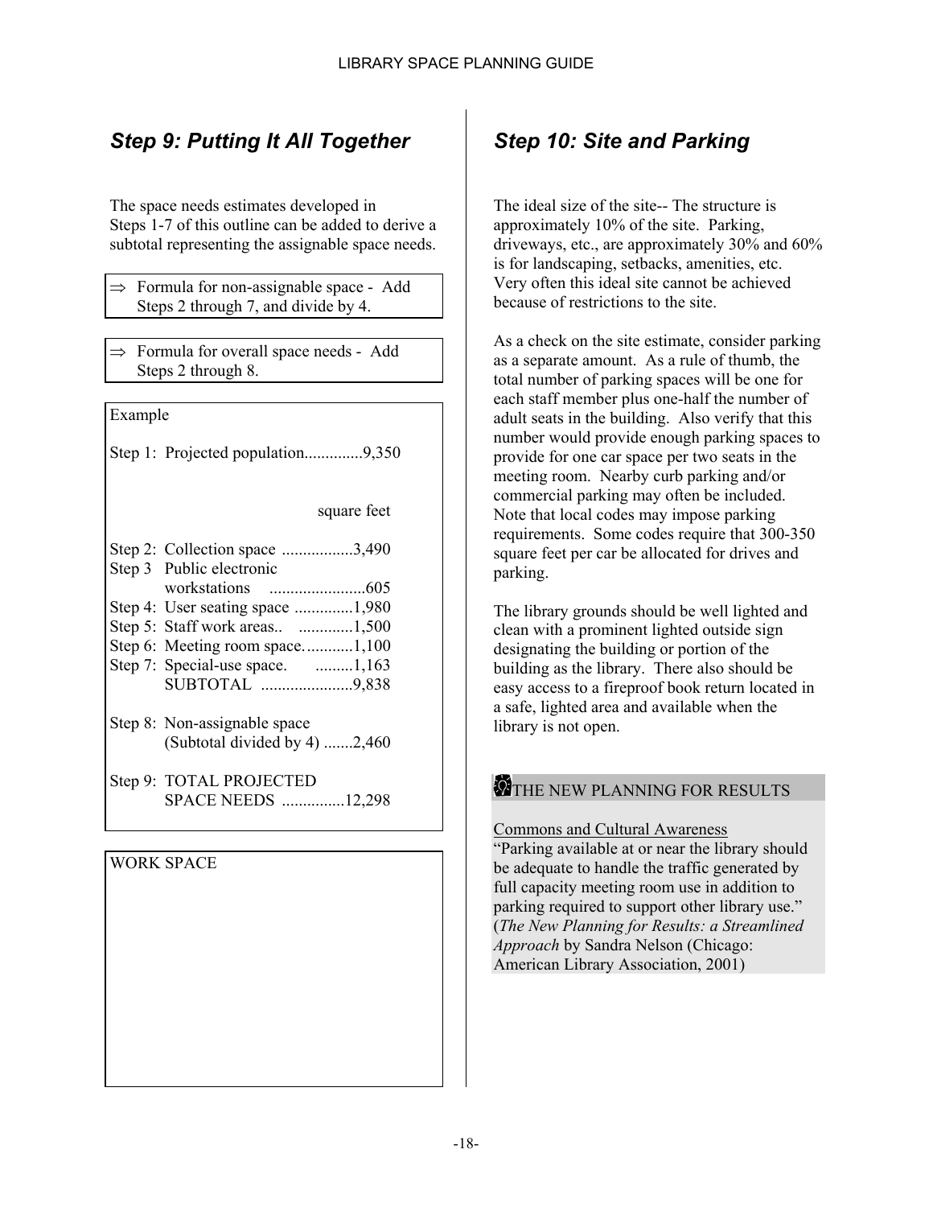## *Step 9: Putting It All Together*

The space needs estimates developed in Steps 1-7 of this outline can be added to derive a subtotal representing the assignable space needs.

⇒ Formula for non-assignable space - Add Steps 2 through 7, and divide by 4.

⇒ Formula for overall space needs - Add Steps 2 through 8.

Example

Step 1: Projected population..............9,350

| | square feet |
|---|---|
| Step 2: Collection space | 3,490 |
| Step 3 Public electronic workstations | 605 |
| Step 4: User seating space | 1,980 |
| Step 5: Staff work areas.. | 1,500 |
| Step 6: Meeting room space. | 1,100 |
| Step 7: Special-use space. | 1,163 |
| SUBTOTAL | 9,838 |
| Step 8: Non-assignable space (Subtotal divided by 4) | 2,460 |
| Step 9: TOTAL PROJECTED SPACE NEEDS | 12,298 |

WORK SPACE

## *Step 10: Site and Parking*

The ideal size of the site-- The structure is approximately 10% of the site. Parking, driveways, etc., are approximately 30% and 60% is for landscaping, setbacks, amenities, etc. Very often this ideal site cannot be achieved because of restrictions to the site.

As a check on the site estimate, consider parking as a separate amount. As a rule of thumb, the total number of parking spaces will be one for each staff member plus one-half the number of adult seats in the building. Also verify that this number would provide enough parking spaces to provide for one car space per two seats in the meeting room. Nearby curb parking and/or commercial parking may often be included. Note that local codes may impose parking requirements. Some codes require that 300-350 square feet per car be allocated for drives and parking.

The library grounds should be well lighted and clean with a prominent lighted outside sign designating the building or portion of the building as the library. There also should be easy access to a fireproof book return located in a safe, lighted area and available when the library is not open.

**THE NEW PLANNING FOR RESULTS**

Commons and Cultural Awareness

"Parking available at or near the library should be adequate to handle the traffic generated by full capacity meeting room use in addition to parking required to support other library use." (*The New Planning for Results: a Streamlined Approach* by Sandra Nelson (Chicago: American Library Association, 2001)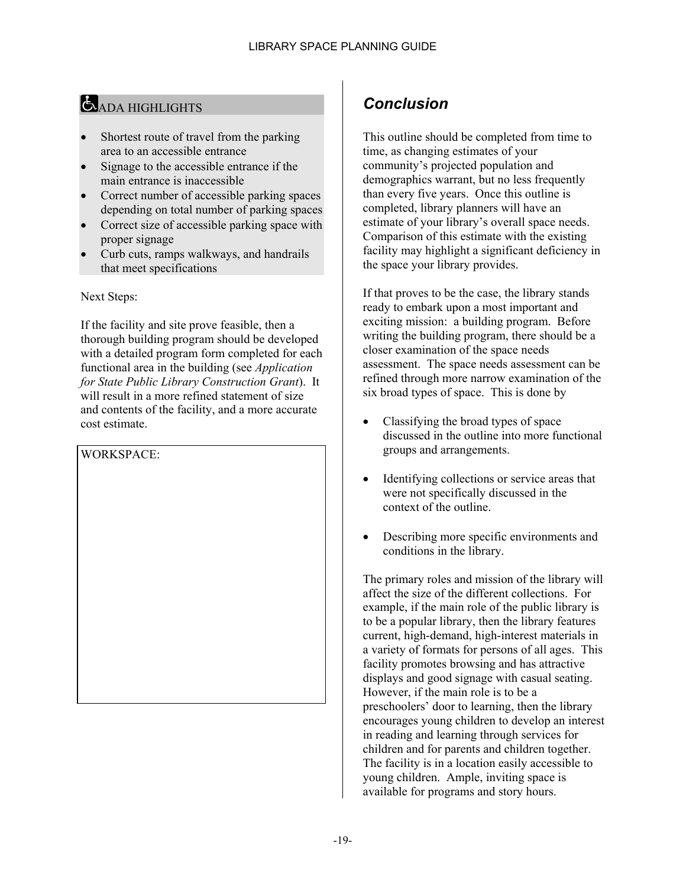## ♿ ADA HIGHLIGHTS

- Shortest route of travel from the parking area to an accessible entrance
- Signage to the accessible entrance if the main entrance is inaccessible
- Correct number of accessible parking spaces depending on total number of parking spaces
- Correct size of accessible parking space with proper signage
- Curb cuts, ramps walkways, and handrails that meet specifications

Next Steps:

If the facility and site prove feasible, then a thorough building program should be developed with a detailed program form completed for each functional area in the building (see *Application for State Public Library Construction Grant*). It will result in a more refined statement of size and contents of the facility, and a more accurate cost estimate.

WORKSPACE:

## *Conclusion*

This outline should be completed from time to time, as changing estimates of your community's projected population and demographics warrant, but no less frequently than every five years. Once this outline is completed, library planners will have an estimate of your library's overall space needs. Comparison of this estimate with the existing facility may highlight a significant deficiency in the space your library provides.

If that proves to be the case, the library stands ready to embark upon a most important and exciting mission: a building program. Before writing the building program, there should be a closer examination of the space needs assessment. The space needs assessment can be refined through more narrow examination of the six broad types of space. This is done by

- Classifying the broad types of space discussed in the outline into more functional groups and arrangements.
- Identifying collections or service areas that were not specifically discussed in the context of the outline.
- Describing more specific environments and conditions in the library.

The primary roles and mission of the library will affect the size of the different collections. For example, if the main role of the public library is to be a popular library, then the library features current, high-demand, high-interest materials in a variety of formats for persons of all ages. This facility promotes browsing and has attractive displays and good signage with casual seating. However, if the main role is to be a preschoolers' door to learning, then the library encourages young children to develop an interest in reading and learning through services for children and for parents and children together. The facility is in a location easily accessible to young children. Ample, inviting space is available for programs and story hours.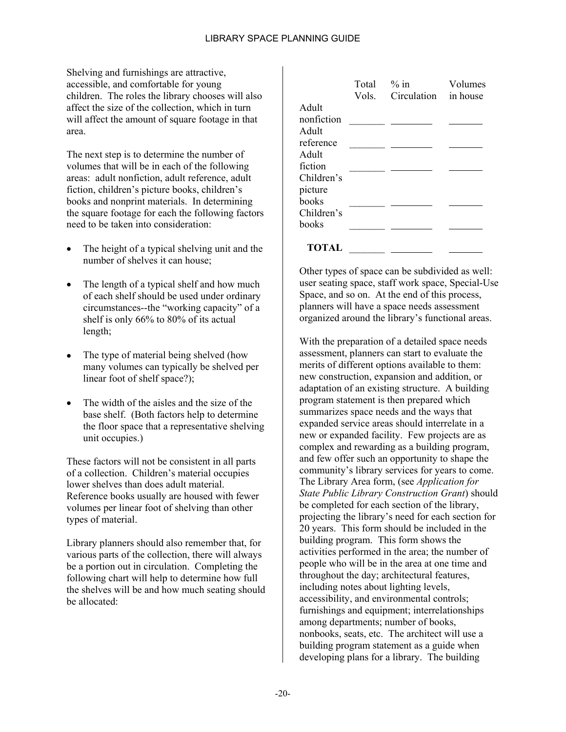Shelving and furnishings are attractive, accessible, and comfortable for young children. The roles the library chooses will also affect the size of the collection, which in turn will affect the amount of square footage in that area.

The next step is to determine the number of volumes that will be in each of the following areas: adult nonfiction, adult reference, adult fiction, children's picture books, children's books and nonprint materials. In determining the square footage for each the following factors need to be taken into consideration:

- The height of a typical shelving unit and the number of shelves it can house;
- The length of a typical shelf and how much of each shelf should be used under ordinary circumstances--the "working capacity" of a shelf is only 66% to 80% of its actual length;
- The type of material being shelved (how many volumes can typically be shelved per linear foot of shelf space?);
- The width of the aisles and the size of the base shelf. (Both factors help to determine the floor space that a representative shelving unit occupies.)

These factors will not be consistent in all parts of a collection. Children's material occupies lower shelves than does adult material. Reference books usually are housed with fewer volumes per linear foot of shelving than other types of material.

Library planners should also remember that, for various parts of the collection, there will always be a portion out in circulation. Completing the following chart will help to determine how full the shelves will be and how much seating should be allocated:

| | Total Vols. | % in Circulation | Volumes in house |
|---|---|---|---|
| Adult nonfiction | _______ | ________ | _______ |
| Adult reference | _______ | ________ | _______ |
| Adult fiction | _______ | ________ | _______ |
| Children's picture books | _______ | ________ | _______ |
| Children's books | _______ | ________ | _______ |
| **TOTAL** | _______ | ________ | _______ |

Other types of space can be subdivided as well: user seating space, staff work space, Special-Use Space, and so on. At the end of this process, planners will have a space needs assessment organized around the library's functional areas.

With the preparation of a detailed space needs assessment, planners can start to evaluate the merits of different options available to them: new construction, expansion and addition, or adaptation of an existing structure. A building program statement is then prepared which summarizes space needs and the ways that expanded service areas should interrelate in a new or expanded facility. Few projects are as complex and rewarding as a building program, and few offer such an opportunity to shape the community's library services for years to come. The Library Area form, (see *Application for State Public Library Construction Grant*) should be completed for each section of the library, projecting the library's need for each section for 20 years. This form should be included in the building program. This form shows the activities performed in the area; the number of people who will be in the area at one time and throughout the day; architectural features, including notes about lighting levels, accessibility, and environmental controls; furnishings and equipment; interrelationships among departments; number of books, nonbooks, seats, etc. The architect will use a building program statement as a guide when developing plans for a library. The building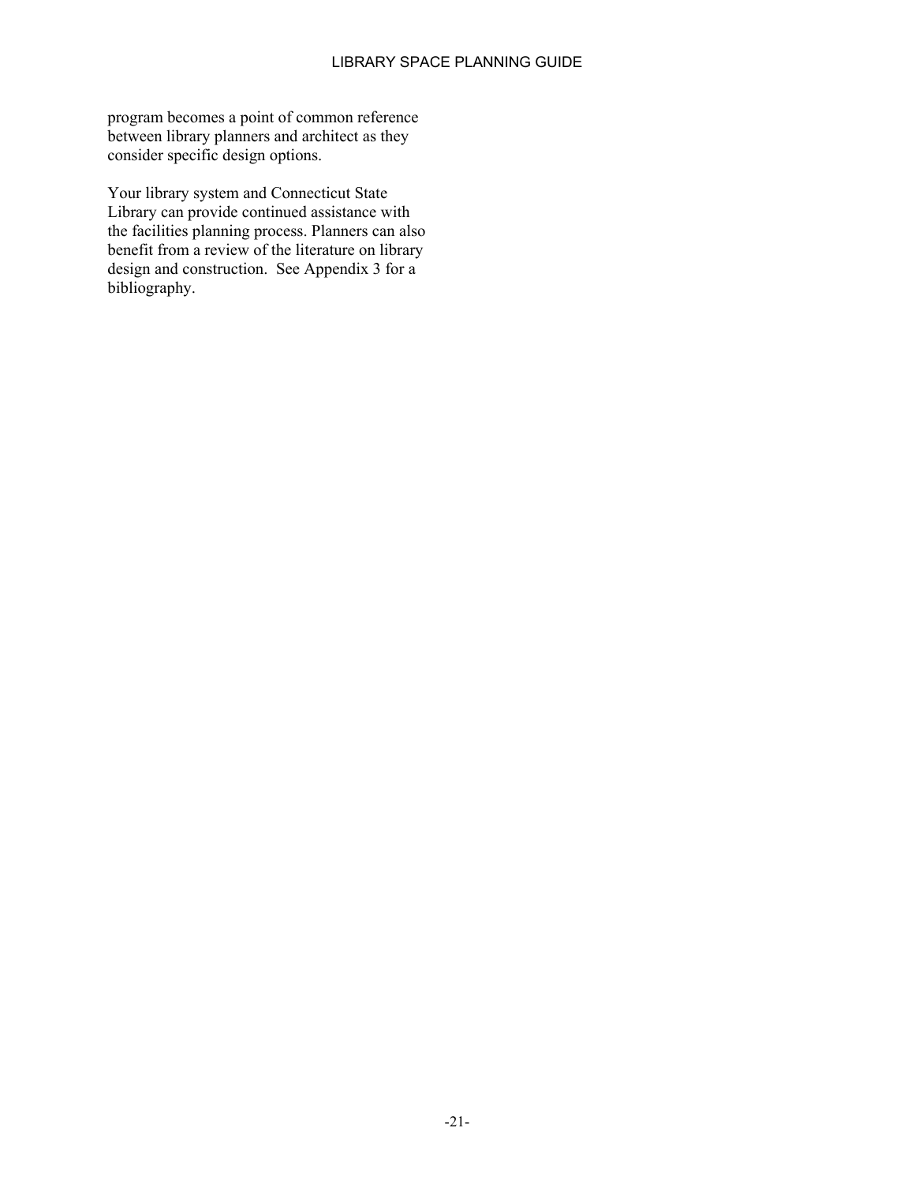program becomes a point of common reference between library planners and architect as they consider specific design options.

Your library system and Connecticut State Library can provide continued assistance with the facilities planning process. Planners can also benefit from a review of the literature on library design and construction. See Appendix 3 for a bibliography.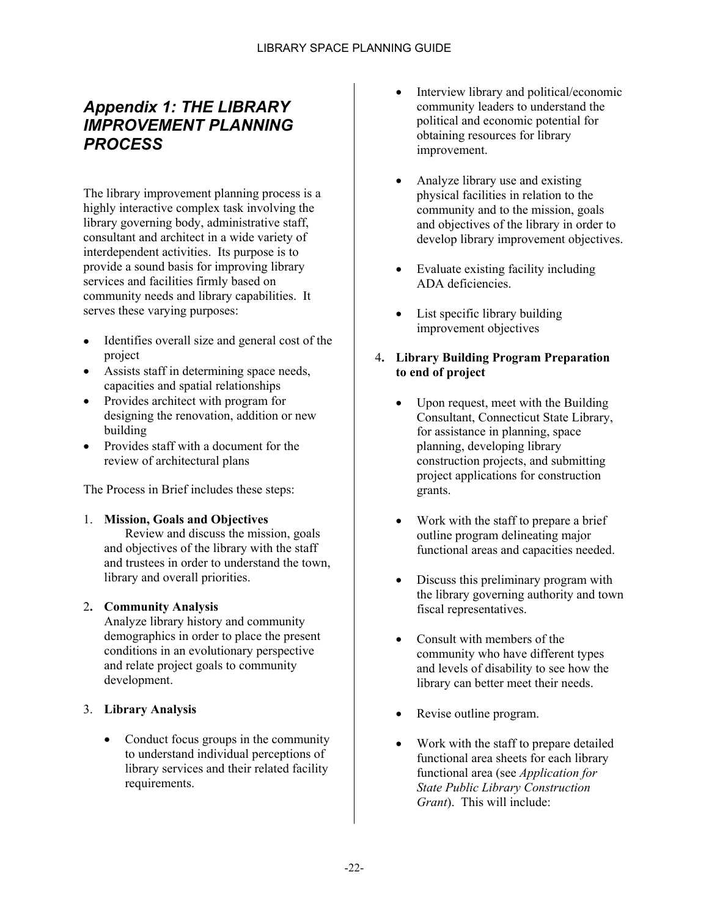## *Appendix 1: THE LIBRARY IMPROVEMENT PLANNING PROCESS*

The library improvement planning process is a highly interactive complex task involving the library governing body, administrative staff, consultant and architect in a wide variety of interdependent activities. Its purpose is to provide a sound basis for improving library services and facilities firmly based on community needs and library capabilities. It serves these varying purposes:

- Identifies overall size and general cost of the project
- Assists staff in determining space needs, capacities and spatial relationships
- Provides architect with program for designing the renovation, addition or new building
- Provides staff with a document for the review of architectural plans

The Process in Brief includes these steps:

1. **Mission, Goals and Objectives**
   Review and discuss the mission, goals and objectives of the library with the staff and trustees in order to understand the town, library and overall priorities.

2. **Community Analysis**
   Analyze library history and community demographics in order to place the present conditions in an evolutionary perspective and relate project goals to community development.

3. **Library Analysis**

   - Conduct focus groups in the community to understand individual perceptions of library services and their related facility requirements.
   - Interview library and political/economic community leaders to understand the political and economic potential for obtaining resources for library improvement.
   - Analyze library use and existing physical facilities in relation to the community and to the mission, goals and objectives of the library in order to develop library improvement objectives.
   - Evaluate existing facility including ADA deficiencies.
   - List specific library building improvement objectives

4. **Library Building Program Preparation to end of project**

   - Upon request, meet with the Building Consultant, Connecticut State Library, for assistance in planning, space planning, developing library construction projects, and submitting project applications for construction grants.
   - Work with the staff to prepare a brief outline program delineating major functional areas and capacities needed.
   - Discuss this preliminary program with the library governing authority and town fiscal representatives.
   - Consult with members of the community who have different types and levels of disability to see how the library can better meet their needs.
   - Revise outline program.
   - Work with the staff to prepare detailed functional area sheets for each library functional area (see *Application for State Public Library Construction Grant*). This will include: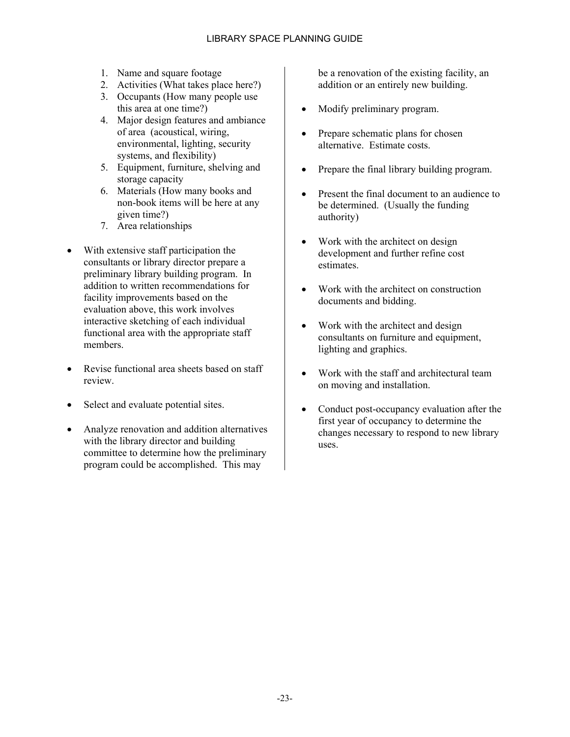1. Name and square footage
2. Activities (What takes place here?)
3. Occupants (How many people use this area at one time?)
4. Major design features and ambiance of area (acoustical, wiring, environmental, lighting, security systems, and flexibility)
5. Equipment, furniture, shelving and storage capacity
6. Materials (How many books and non-book items will be here at any given time?)
7. Area relationships

- With extensive staff participation the consultants or library director prepare a preliminary library building program. In addition to written recommendations for facility improvements based on the evaluation above, this work involves interactive sketching of each individual functional area with the appropriate staff members.

- Revise functional area sheets based on staff review.

- Select and evaluate potential sites.

- Analyze renovation and addition alternatives with the library director and building committee to determine how the preliminary program could be accomplished. This may be a renovation of the existing facility, an addition or an entirely new building.

- Modify preliminary program.

- Prepare schematic plans for chosen alternative. Estimate costs.

- Prepare the final library building program.

- Present the final document to an audience to be determined. (Usually the funding authority)

- Work with the architect on design development and further refine cost estimates.

- Work with the architect on construction documents and bidding.

- Work with the architect and design consultants on furniture and equipment, lighting and graphics.

- Work with the staff and architectural team on moving and installation.

- Conduct post-occupancy evaluation after the first year of occupancy to determine the changes necessary to respond to new library uses.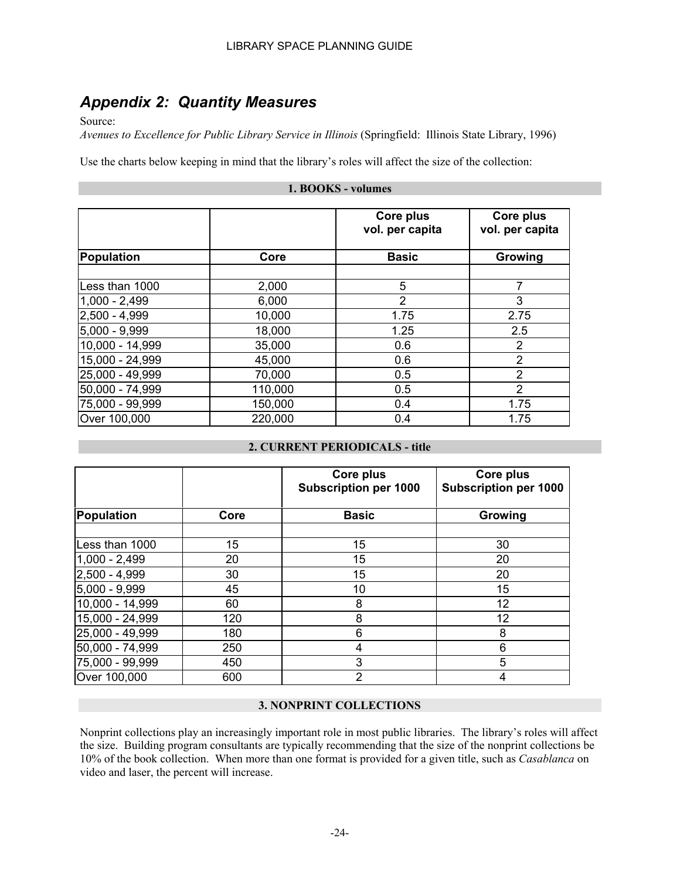## *Appendix 2: Quantity Measures*

Source:
*Avenues to Excellence for Public Library Service in Illinois* (Springfield: Illinois State Library, 1996)

Use the charts below keeping in mind that the library's roles will affect the size of the collection:

**1. BOOKS - volumes**

| | | Core plus vol. per capita | Core plus vol. per capita |
|---|---|---|---|
| **Population** | **Core** | **Basic** | **Growing** |
| | | | |
| Less than 1000 | 2,000 | 5 | 7 |
| 1,000 - 2,499 | 6,000 | 2 | 3 |
| 2,500 - 4,999 | 10,000 | 1.75 | 2.75 |
| 5,000 - 9,999 | 18,000 | 1.25 | 2.5 |
| 10,000 - 14,999 | 35,000 | 0.6 | 2 |
| 15,000 - 24,999 | 45,000 | 0.6 | 2 |
| 25,000 - 49,999 | 70,000 | 0.5 | 2 |
| 50,000 - 74,999 | 110,000 | 0.5 | 2 |
| 75,000 - 99,999 | 150,000 | 0.4 | 1.75 |
| Over 100,000 | 220,000 | 0.4 | 1.75 |

**2. CURRENT PERIODICALS - title**

| | | Core plus Subscription per 1000 | Core plus Subscription per 1000 |
|---|---|---|---|
| **Population** | **Core** | **Basic** | **Growing** |
| | | | |
| Less than 1000 | 15 | 15 | 30 |
| 1,000 - 2,499 | 20 | 15 | 20 |
| 2,500 - 4,999 | 30 | 15 | 20 |
| 5,000 - 9,999 | 45 | 10 | 15 |
| 10,000 - 14,999 | 60 | 8 | 12 |
| 15,000 - 24,999 | 120 | 8 | 12 |
| 25,000 - 49,999 | 180 | 6 | 8 |
| 50,000 - 74,999 | 250 | 4 | 6 |
| 75,000 - 99,999 | 450 | 3 | 5 |
| Over 100,000 | 600 | 2 | 4 |

**3. NONPRINT COLLECTIONS**

Nonprint collections play an increasingly important role in most public libraries. The library's roles will affect the size. Building program consultants are typically recommending that the size of the nonprint collections be 10% of the book collection. When more than one format is provided for a given title, such as *Casablanca* on video and laser, the percent will increase.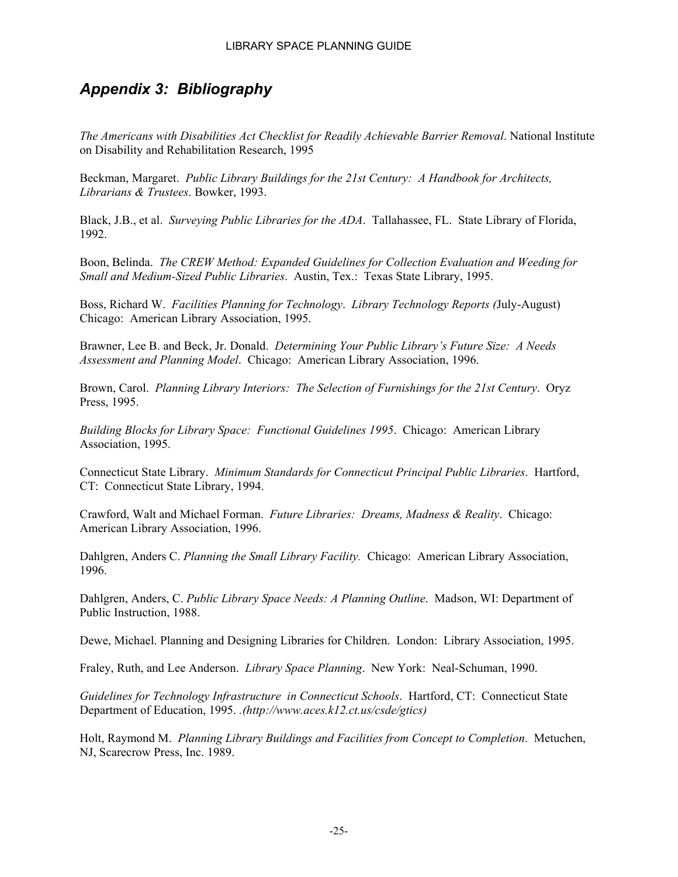## *Appendix 3: Bibliography*

*The Americans with Disabilities Act Checklist for Readily Achievable Barrier Removal*. National Institute on Disability and Rehabilitation Research, 1995

Beckman, Margaret. *Public Library Buildings for the 21st Century: A Handbook for Architects, Librarians & Trustees*. Bowker, 1993.

Black, J.B., et al. *Surveying Public Libraries for the ADA*. Tallahassee, FL. State Library of Florida, 1992.

Boon, Belinda. *The CREW Method: Expanded Guidelines for Collection Evaluation and Weeding for Small and Medium-Sized Public Libraries*. Austin, Tex.: Texas State Library, 1995.

Boss, Richard W. *Facilities Planning for Technology*. *Library Technology Reports (*July-August) Chicago: American Library Association, 1995.

Brawner, Lee B. and Beck, Jr. Donald. *Determining Your Public Library's Future Size: A Needs Assessment and Planning Model*. Chicago: American Library Association, 1996.

Brown, Carol. *Planning Library Interiors: The Selection of Furnishings for the 21st Century*. Oryz Press, 1995.

*Building Blocks for Library Space: Functional Guidelines 1995*. Chicago: American Library Association, 1995.

Connecticut State Library. *Minimum Standards for Connecticut Principal Public Libraries*. Hartford, CT: Connecticut State Library, 1994.

Crawford, Walt and Michael Forman. *Future Libraries: Dreams, Madness & Reality*. Chicago: American Library Association, 1996.

Dahlgren, Anders C. *Planning the Small Library Facility.* Chicago: American Library Association, 1996.

Dahlgren, Anders, C. *Public Library Space Needs: A Planning Outline*. Madson, WI: Department of Public Instruction, 1988.

Dewe, Michael. Planning and Designing Libraries for Children. London: Library Association, 1995.

Fraley, Ruth, and Lee Anderson. *Library Space Planning*. New York: Neal-Schuman, 1990.

*Guidelines for Technology Infrastructure in Connecticut Schools*. Hartford, CT: Connecticut State Department of Education, 1995. *.(http://www.aces.k12.ct.us/csde/gtics)*

Holt, Raymond M. *Planning Library Buildings and Facilities from Concept to Completion*. Metuchen, NJ, Scarecrow Press, Inc. 1989.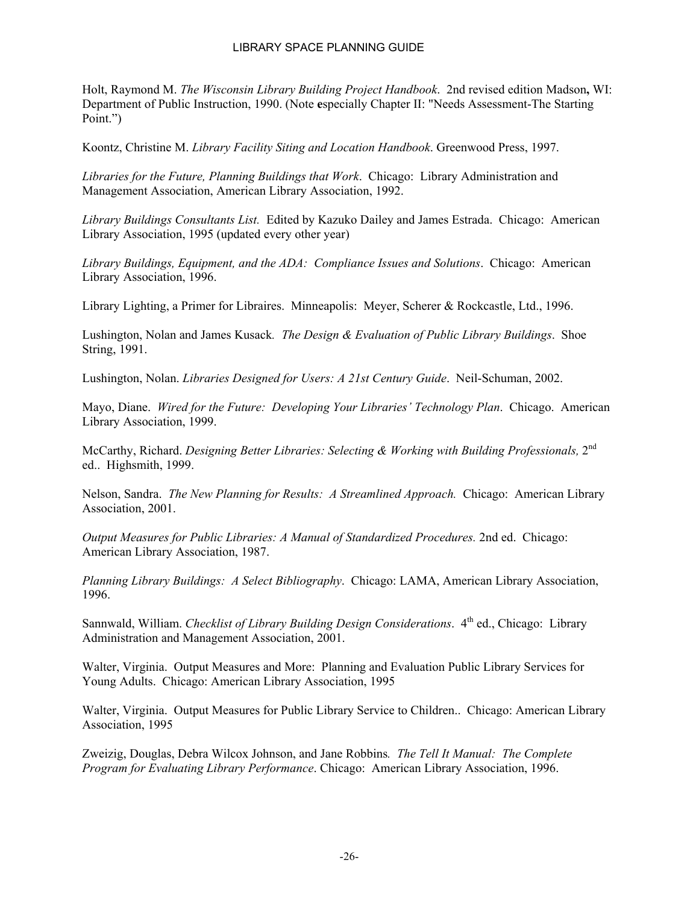Holt, Raymond M. *The Wisconsin Library Building Project Handbook*. 2nd revised edition Madson**,** WI: Department of Public Instruction, 1990. (Note **e**specially Chapter II: "Needs Assessment-The Starting Point.")

Koontz, Christine M. *Library Facility Siting and Location Handbook*. Greenwood Press, 1997.

*Libraries for the Future, Planning Buildings that Work*. Chicago: Library Administration and Management Association, American Library Association, 1992.

*Library Buildings Consultants List.* Edited by Kazuko Dailey and James Estrada. Chicago: American Library Association, 1995 (updated every other year)

*Library Buildings, Equipment, and the ADA: Compliance Issues and Solutions*. Chicago: American Library Association, 1996.

Library Lighting, a Primer for Libraires. Minneapolis: Meyer, Scherer & Rockcastle, Ltd., 1996.

Lushington, Nolan and James Kusack*. The Design & Evaluation of Public Library Buildings*. Shoe String, 1991.

Lushington, Nolan. *Libraries Designed for Users: A 21st Century Guide*. Neil-Schuman, 2002.

Mayo, Diane. *Wired for the Future: Developing Your Libraries' Technology Plan*. Chicago. American Library Association, 1999.

McCarthy, Richard. *Designing Better Libraries: Selecting & Working with Building Professionals,* 2nd ed.. Highsmith, 1999.

Nelson, Sandra. *The New Planning for Results: A Streamlined Approach.* Chicago: American Library Association, 2001.

*Output Measures for Public Libraries: A Manual of Standardized Procedures*. 2nd ed. Chicago: American Library Association, 1987.

*Planning Library Buildings: A Select Bibliography*. Chicago: LAMA, American Library Association, 1996.

Sannwald, William. *Checklist of Library Building Design Considerations*. 4th ed., Chicago: Library Administration and Management Association, 2001.

Walter, Virginia. Output Measures and More: Planning and Evaluation Public Library Services for Young Adults. Chicago: American Library Association, 1995

Walter, Virginia. Output Measures for Public Library Service to Children.. Chicago: American Library Association, 1995

Zweizig, Douglas, Debra Wilcox Johnson, and Jane Robbins*. The Tell It Manual: The Complete Program for Evaluating Library Performance*. Chicago: American Library Association, 1996.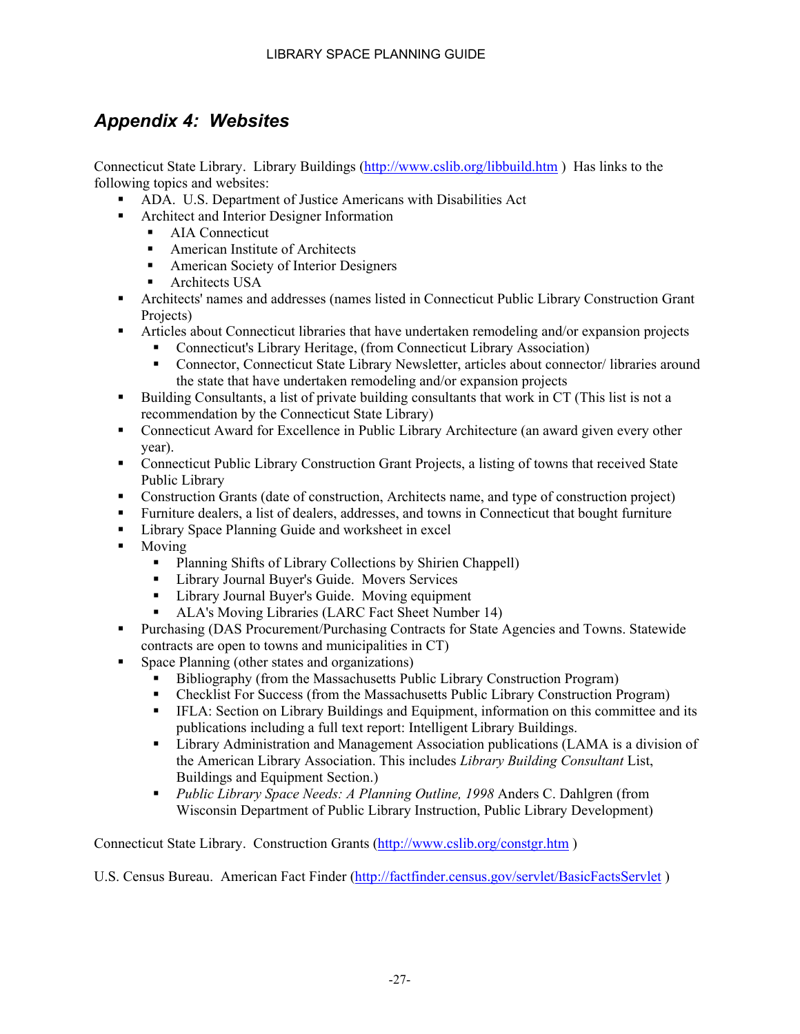## *Appendix 4: Websites*

Connecticut State Library. Library Buildings (http://www.cslib.org/libbuild.htm ) Has links to the following topics and websites:

- ADA. U.S. Department of Justice Americans with Disabilities Act
- Architect and Interior Designer Information
  - AIA Connecticut
  - American Institute of Architects
  - American Society of Interior Designers
  - Architects USA
- Architects' names and addresses (names listed in Connecticut Public Library Construction Grant Projects)
- Articles about Connecticut libraries that have undertaken remodeling and/or expansion projects
  - Connecticut's Library Heritage, (from Connecticut Library Association)
  - Connector, Connecticut State Library Newsletter, articles about connector/ libraries around the state that have undertaken remodeling and/or expansion projects
- Building Consultants, a list of private building consultants that work in CT (This list is not a recommendation by the Connecticut State Library)
- Connecticut Award for Excellence in Public Library Architecture (an award given every other year).
- Connecticut Public Library Construction Grant Projects, a listing of towns that received State Public Library
- Construction Grants (date of construction, Architects name, and type of construction project)
- Furniture dealers, a list of dealers, addresses, and towns in Connecticut that bought furniture
- Library Space Planning Guide and worksheet in excel
- Moving
  - Planning Shifts of Library Collections by Shirien Chappell)
  - Library Journal Buyer's Guide. Movers Services
  - Library Journal Buyer's Guide. Moving equipment
  - ALA's Moving Libraries (LARC Fact Sheet Number 14)
- Purchasing (DAS Procurement/Purchasing Contracts for State Agencies and Towns. Statewide contracts are open to towns and municipalities in CT)
- Space Planning (other states and organizations)
  - Bibliography (from the Massachusetts Public Library Construction Program)
  - Checklist For Success (from the Massachusetts Public Library Construction Program)
  - IFLA: Section on Library Buildings and Equipment, information on this committee and its publications including a full text report: Intelligent Library Buildings.
  - Library Administration and Management Association publications (LAMA is a division of the American Library Association. This includes *Library Building Consultant* List, Buildings and Equipment Section.)
  - *Public Library Space Needs: A Planning Outline, 1998* Anders C. Dahlgren (from Wisconsin Department of Public Library Instruction, Public Library Development)

Connecticut State Library. Construction Grants (http://www.cslib.org/constgr.htm )

U.S. Census Bureau. American Fact Finder (http://factfinder.census.gov/servlet/BasicFactsServlet )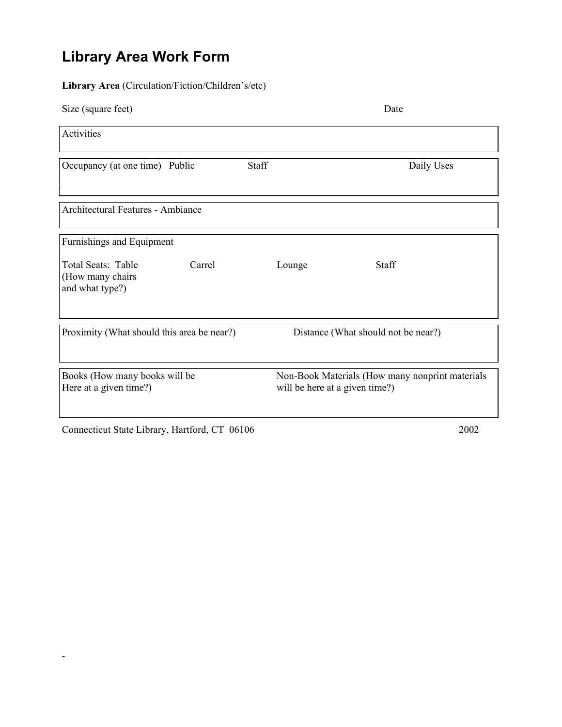# Library Area Work Form

**Library Area** (Circulation/Fiction/Children's/etc)

Size (square feet) Date

Activities

Occupancy (at one time) Public Staff Daily Uses

Architectural Features - Ambiance

Furnishings and Equipment

Total Seats: Table (How many chairs and what type?) Carrel Lounge Staff

Proximity (What should this area be near?) Distance (What should not be near?)

Books (How many books will be Here at a given time?) Non-Book Materials (How many nonprint materials will be here at a given time?)

Connecticut State Library, Hartford, CT 06106 2002

-